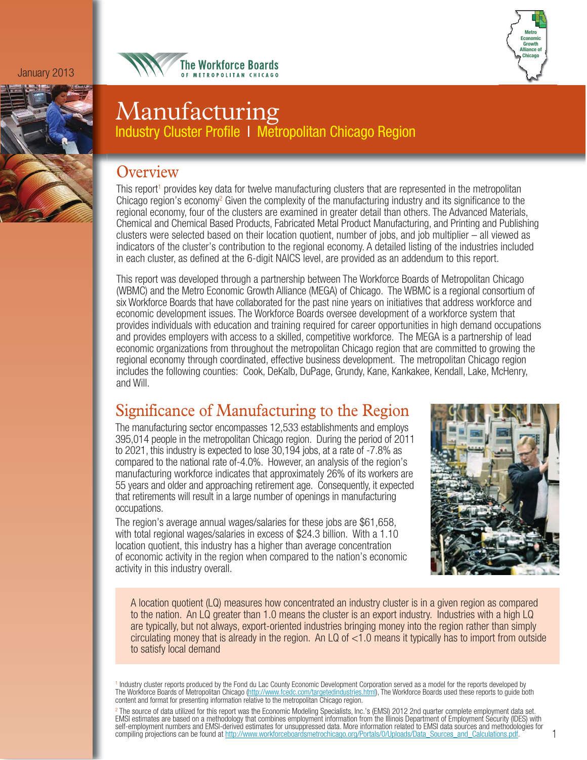January 2013

The Workforce Boards OF METROPOLITAN CHICAGO

Metro Economic Growth Alliance of Chicago

# Manufacturing

## Industry Cluster Profile | Metropolitan Chicago Region

## Overview

This report[1] provides key data for twelve manufacturing clusters that are represented in the metropolitan Chicago region's economy[2] Given the complexity of the manufacturing industry and its significance to the regional economy, four of the clusters are examined in greater detail than others. The Advanced Materials, Chemical and Chemical Based Products, Fabricated Metal Product Manufacturing, and Printing and Publishing clusters were selected based on their location quotient, number of jobs, and job multiplier – all viewed as indicators of the cluster's contribution to the regional economy. A detailed listing of the industries included in each cluster, as defined at the 6-digit NAICS level, are provided as an addendum to this report.

This report was developed through a partnership between The Workforce Boards of Metropolitan Chicago (WBMC) and the Metro Economic Growth Alliance (MEGA) of Chicago. The WBMC is a regional consortium of six Workforce Boards that have collaborated for the past nine years on initiatives that address workforce and economic development issues. The Workforce Boards oversee development of a workforce system that provides individuals with education and training required for career opportunities in high demand occupations and provides employers with access to a skilled, competitive workforce. The MEGA is a partnership of lead economic organizations from throughout the metropolitan Chicago region that are committed to growing the regional economy through coordinated, effective business development. The metropolitan Chicago region includes the following counties: Cook, DeKalb, DuPage, Grundy, Kane, Kankakee, Kendall, Lake, McHenry, and Will.

## Significance of Manufacturing to the Region

The manufacturing sector encompasses 12,533 establishments and employs 395,014 people in the metropolitan Chicago region. During the period of 2011 to 2021, this industry is expected to lose 30,194 jobs, at a rate of -7.8% as compared to the national rate of-4.0%. However, an analysis of the region's manufacturing workforce indicates that approximately 26% of its workers are 55 years and older and approaching retirement age. Consequently, it expected that retirements will result in a large number of openings in manufacturing occupations.

The region's average annual wages/salaries for these jobs are $61,658, with total regional wages/salaries in excess of $24.3 billion. With a 1.10 location quotient, this industry has a higher than average concentration of economic activity in the region when compared to the nation's economic activity in this industry overall.

A location quotient (LQ) measures how concentrated an industry cluster is in a given region as compared to the nation. An LQ greater than 1.0 means the cluster is an export industry. Industries with a high LQ are typically, but not always, export-oriented industries bringing money into the region rather than simply circulating money that is already in the region. An LQ of <1.0 means it typically has to import from outside to satisfy local demand

[1] Industry cluster reports produced by the Fond du Lac County Economic Development Corporation served as a model for the reports developed by The Workforce Boards of Metropolitan Chicago (http://www.fcedc.com/targetedindustries.html), The Workforce Boards used these reports to guide both content and format for presenting information relative to the metropolitan Chicago region.

[2] The source of data utilized for this report was the Economic Modeling Specialists, Inc.'s (EMSI) 2012 2nd quarter complete employment data set. EMSI estimates are based on a methodology that combines employment information from the Illinois Department of Employment Security (IDES) with self-employment numbers and EMSI-derived estimates for unsuppressed data. More information related to EMSI data sources and methodologies for compiling projections can be found at http://www.workforceboardsmetrochicago.org/Portals/0/Uploads/Data_Sources_and_Calculations.pdf.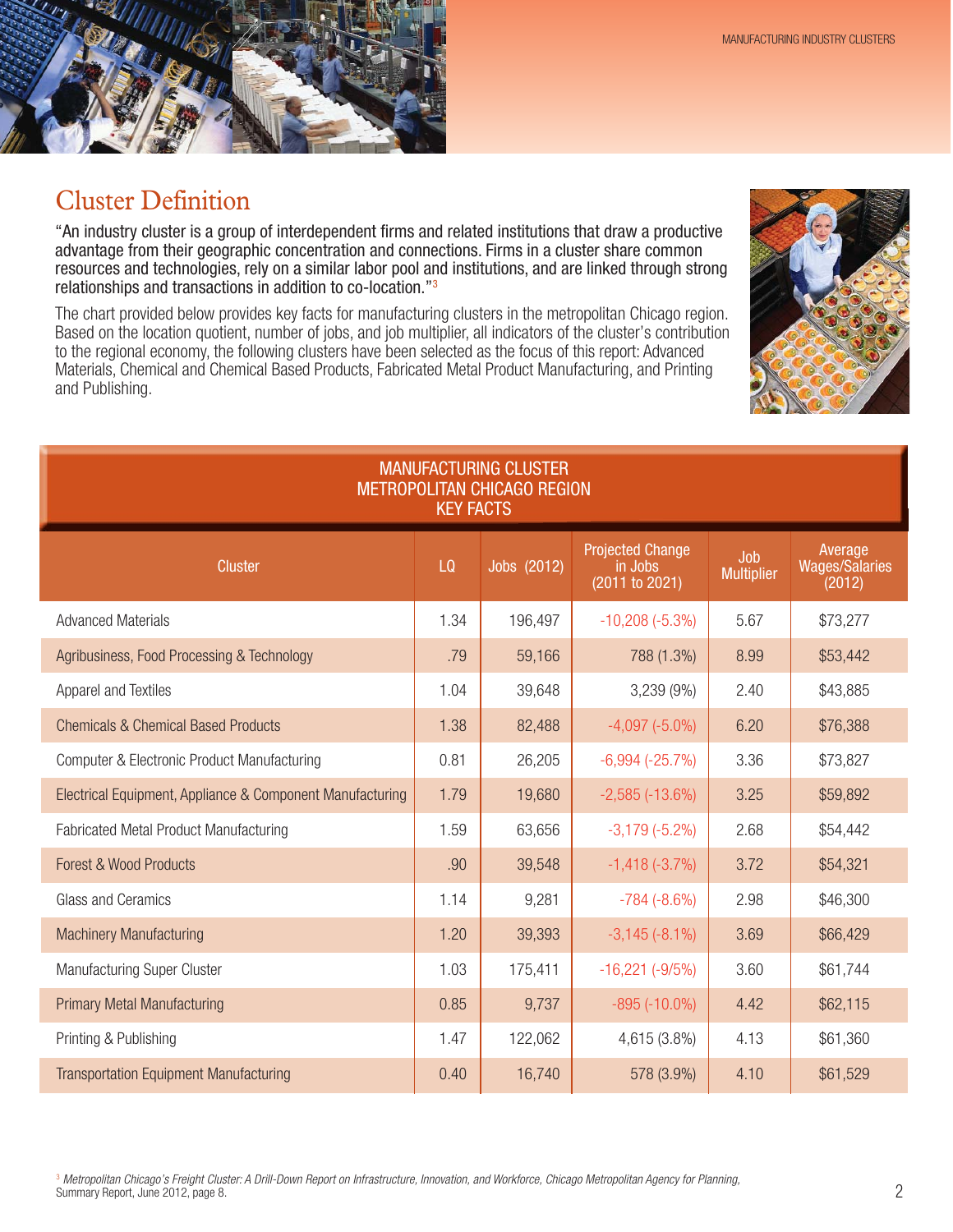# Cluster Definition

"An industry cluster is a group of interdependent firms and related institutions that draw a productive advantage from their geographic concentration and connections. Firms in a cluster share common resources and technologies, rely on a similar labor pool and institutions, and are linked through strong relationships and transactions in addition to co-location."[3]

The chart provided below provides key facts for manufacturing clusters in the metropolitan Chicago region. Based on the location quotient, number of jobs, and job multiplier, all indicators of the cluster's contribution to the regional economy, the following clusters have been selected as the focus of this report: Advanced Materials, Chemical and Chemical Based Products, Fabricated Metal Product Manufacturing, and Printing and Publishing.

**MANUFACTURING CLUSTER**
**METROPOLITAN CHICAGO REGION**
**KEY FACTS**

| Cluster | LQ | Jobs (2012) | Projected Change in Jobs (2011 to 2021) | Job Multiplier | Average Wages/Salaries (2012) |
|---|---|---|---|---|---|
| Advanced Materials | 1.34 | 196,497 | -10,208 (-5.3%) | 5.67 | $73,277 |
| Agribusiness, Food Processing & Technology | .79 | 59,166 | 788 (1.3%) | 8.99 | $53,442 |
| Apparel and Textiles | 1.04 | 39,648 | 3,239 (9%) | 2.40 | $43,885 |
| Chemicals & Chemical Based Products | 1.38 | 82,488 | -4,097 (-5.0%) | 6.20 | $76,388 |
| Computer & Electronic Product Manufacturing | 0.81 | 26,205 | -6,994 (-25.7%) | 3.36 | $73,827 |
| Electrical Equipment, Appliance & Component Manufacturing | 1.79 | 19,680 | -2,585 (-13.6%) | 3.25 | $59,892 |
| Fabricated Metal Product Manufacturing | 1.59 | 63,656 | -3,179 (-5.2%) | 2.68 | $54,442 |
| Forest & Wood Products | .90 | 39,548 | -1,418 (-3.7%) | 3.72 | $54,321 |
| Glass and Ceramics | 1.14 | 9,281 | -784 (-8.6%) | 2.98 | $46,300 |
| Machinery Manufacturing | 1.20 | 39,393 | -3,145 (-8.1%) | 3.69 | $66,429 |
| Manufacturing Super Cluster | 1.03 | 175,411 | -16,221 (-9/5%) | 3.60 | $61,744 |
| Primary Metal Manufacturing | 0.85 | 9,737 | -895 (-10.0%) | 4.42 | $62,115 |
| Printing & Publishing | 1.47 | 122,062 | 4,615 (3.8%) | 4.13 | $61,360 |
| Transportation Equipment Manufacturing | 0.40 | 16,740 | 578 (3.9%) | 4.10 | $61,529 |

[3] *Metropolitan Chicago's Freight Cluster: A Drill-Down Report on Infrastructure, Innovation, and Workforce, Chicago Metropolitan Agency for Planning,* Summary Report, June 2012, page 8.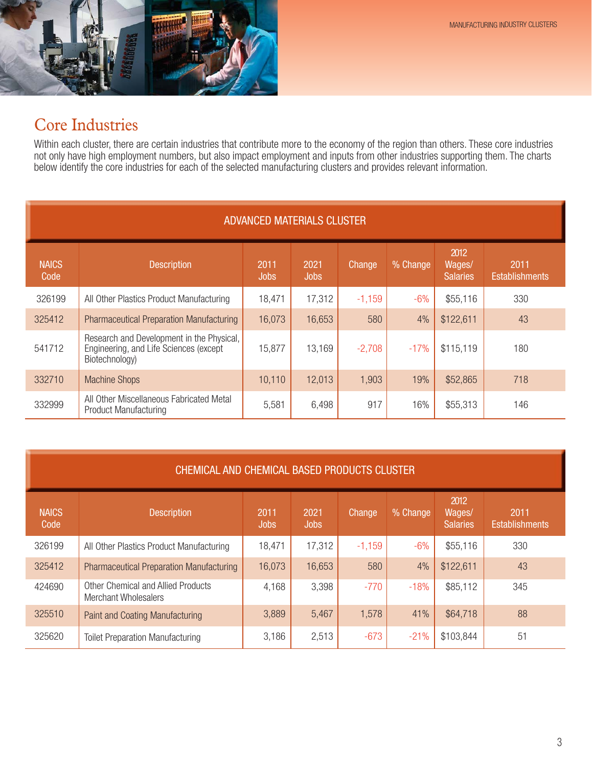# Core Industries

Within each cluster, there are certain industries that contribute more to the economy of the region than others. These core industries not only have high employment numbers, but also impact employment and inputs from other industries supporting them. The charts below identify the core industries for each of the selected manufacturing clusters and provides relevant information.

**ADVANCED MATERIALS CLUSTER**

| NAICS Code | Description | 2011 Jobs | 2021 Jobs | Change | % Change | 2012 Wages/ Salaries | 2011 Establishments |
|---|---|---|---|---|---|---|---|
| 326199 | All Other Plastics Product Manufacturing | 18,471 | 17,312 | -1,159 | -6% | $55,116 | 330 |
| 325412 | Pharmaceutical Preparation Manufacturing | 16,073 | 16,653 | 580 | 4% | $122,611 | 43 |
| 541712 | Research and Development in the Physical, Engineering, and Life Sciences (except Biotechnology) | 15,877 | 13,169 | -2,708 | -17% | $115,119 | 180 |
| 332710 | Machine Shops | 10,110 | 12,013 | 1,903 | 19% | $52,865 | 718 |
| 332999 | All Other Miscellaneous Fabricated Metal Product Manufacturing | 5,581 | 6,498 | 917 | 16% | $55,313 | 146 |

**CHEMICAL AND CHEMICAL BASED PRODUCTS CLUSTER**

| NAICS Code | Description | 2011 Jobs | 2021 Jobs | Change | % Change | 2012 Wages/ Salaries | 2011 Establishments |
|---|---|---|---|---|---|---|---|
| 326199 | All Other Plastics Product Manufacturing | 18,471 | 17,312 | -1,159 | -6% | $55,116 | 330 |
| 325412 | Pharmaceutical Preparation Manufacturing | 16,073 | 16,653 | 580 | 4% | $122,611 | 43 |
| 424690 | Other Chemical and Allied Products Merchant Wholesalers | 4,168 | 3,398 | -770 | -18% | $85,112 | 345 |
| 325510 | Paint and Coating Manufacturing | 3,889 | 5,467 | 1,578 | 41% | $64,718 | 88 |
| 325620 | Toilet Preparation Manufacturing | 3,186 | 2,513 | -673 | -21% | $103,844 | 51 |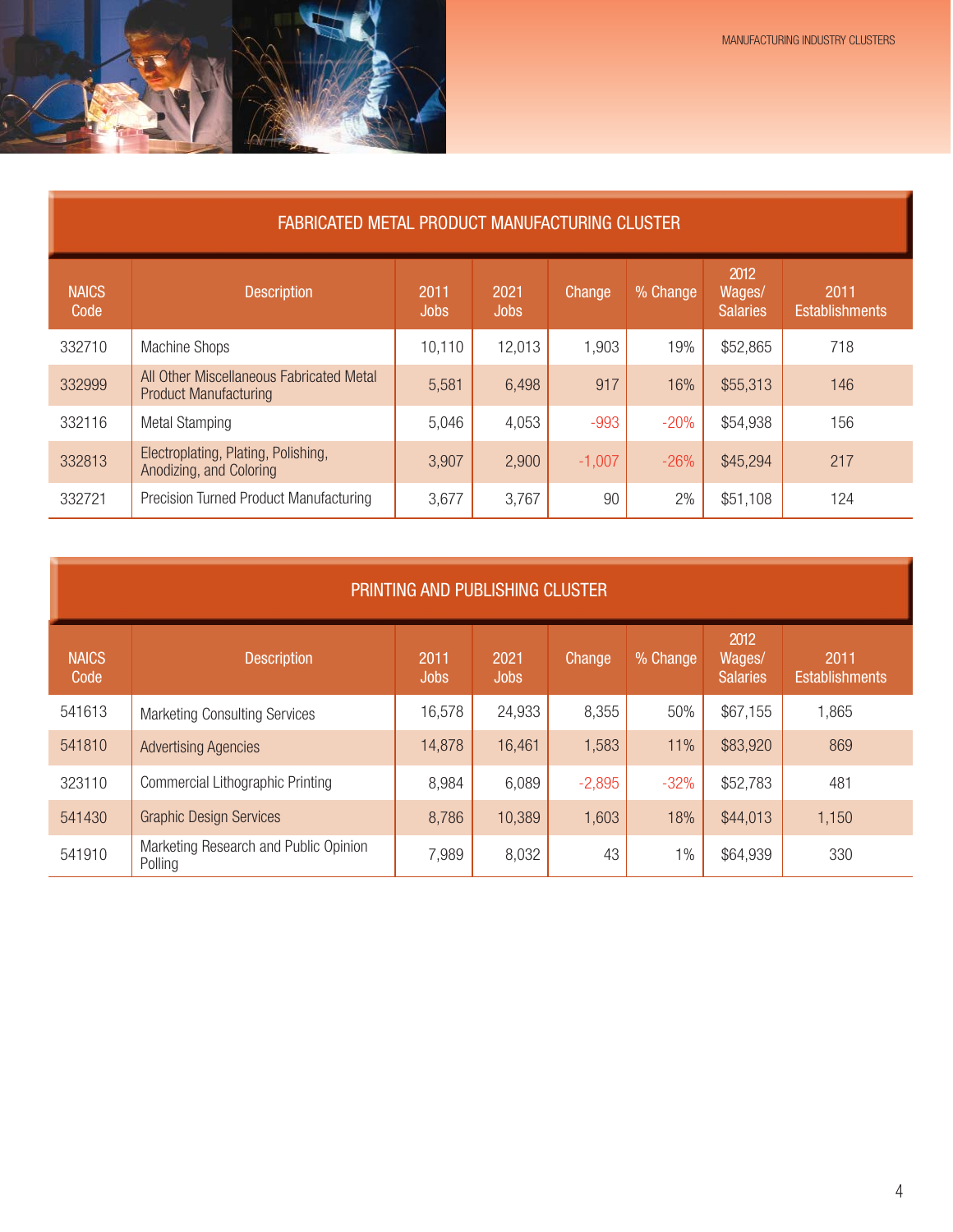## FABRICATED METAL PRODUCT MANUFACTURING CLUSTER

| NAICS Code | Description | 2011 Jobs | 2021 Jobs | Change | % Change | 2012 Wages/ Salaries | 2011 Establishments |
|---|---|---|---|---|---|---|---|
| 332710 | Machine Shops | 10,110 | 12,013 | 1,903 | 19% | $52,865 | 718 |
| 332999 | All Other Miscellaneous Fabricated Metal Product Manufacturing | 5,581 | 6,498 | 917 | 16% | $55,313 | 146 |
| 332116 | Metal Stamping | 5,046 | 4,053 | -993 | -20% | $54,938 | 156 |
| 332813 | Electroplating, Plating, Polishing, Anodizing, and Coloring | 3,907 | 2,900 | -1,007 | -26% | $45,294 | 217 |
| 332721 | Precision Turned Product Manufacturing | 3,677 | 3,767 | 90 | 2% | $51,108 | 124 |

## PRINTING AND PUBLISHING CLUSTER

| NAICS Code | Description | 2011 Jobs | 2021 Jobs | Change | % Change | 2012 Wages/ Salaries | 2011 Establishments |
|---|---|---|---|---|---|---|---|
| 541613 | Marketing Consulting Services | 16,578 | 24,933 | 8,355 | 50% | $67,155 | 1,865 |
| 541810 | Advertising Agencies | 14,878 | 16,461 | 1,583 | 11% | $83,920 | 869 |
| 323110 | Commercial Lithographic Printing | 8,984 | 6,089 | -2,895 | -32% | $52,783 | 481 |
| 541430 | Graphic Design Services | 8,786 | 10,389 | 1,603 | 18% | $44,013 | 1,150 |
| 541910 | Marketing Research and Public Opinion Polling | 7,989 | 8,032 | 43 | 1% | $64,939 | 330 |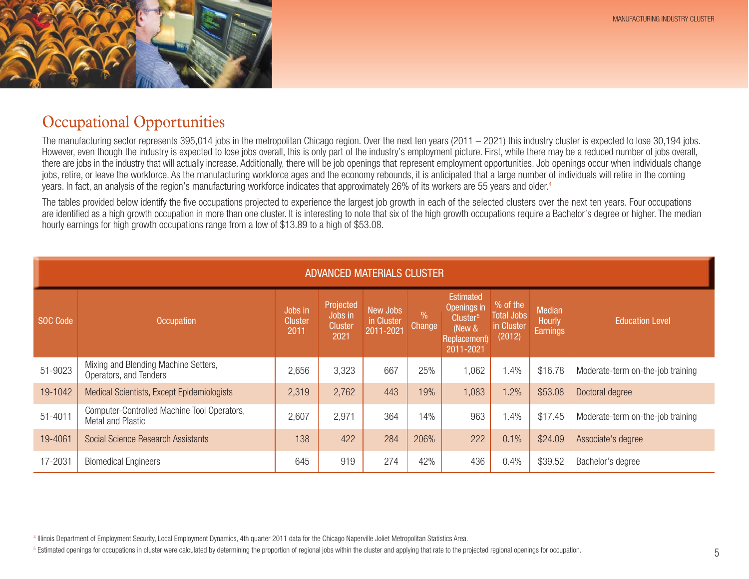# Occupational Opportunities

The manufacturing sector represents 395,014 jobs in the metropolitan Chicago region. Over the next ten years (2011 – 2021) this industry cluster is expected to lose 30,194 jobs. However, even though the industry is expected to lose jobs overall, this is only part of the industry's employment picture. First, while there may be a reduced number of jobs overall, there are jobs in the industry that will actually increase. Additionally, there will be job openings that represent employment opportunities. Job openings occur when individuals change jobs, retire, or leave the workforce. As the manufacturing workforce ages and the economy rebounds, it is anticipated that a large number of individuals will retire in the coming years. In fact, an analysis of the region's manufacturing workforce indicates that approximately 26% of its workers are 55 years and older.[4]

The tables provided below identify the five occupations projected to experience the largest job growth in each of the selected clusters over the next ten years. Four occupations are identified as a high growth occupation in more than one cluster. It is interesting to note that six of the high growth occupations require a Bachelor's degree or higher. The median hourly earnings for high growth occupations range from a low of $13.89 to a high of $53.08.

| ADVANCED MATERIALS CLUSTER | | | | | | | | | |
|---|---|---|---|---|---|---|---|---|---|
| SOC Code | Occupation | Jobs in Cluster 2011 | Projected Jobs in Cluster 2021 | New Jobs in Cluster 2011-2021 | % Change | Estimated Openings in Cluster[5] (New & Replacement) 2011-2021 | % of the Total Jobs in Cluster (2012) | Median Hourly Earnings | Education Level |
| 51-9023 | Mixing and Blending Machine Setters, Operators, and Tenders | 2,656 | 3,323 | 667 | 25% | 1,062 | 1.4% | $16.78 | Moderate-term on-the-job training |
| 19-1042 | Medical Scientists, Except Epidemiologists | 2,319 | 2,762 | 443 | 19% | 1,083 | 1.2% | $53.08 | Doctoral degree |
| 51-4011 | Computer-Controlled Machine Tool Operators, Metal and Plastic | 2,607 | 2,971 | 364 | 14% | 963 | 1.4% | $17.45 | Moderate-term on-the-job training |
| 19-4061 | Social Science Research Assistants | 138 | 422 | 284 | 206% | 222 | 0.1% | $24.09 | Associate's degree |
| 17-2031 | Biomedical Engineers | 645 | 919 | 274 | 42% | 436 | 0.4% | $39.52 | Bachelor's degree |

[4] Illinois Department of Employment Security, Local Employment Dynamics, 4th quarter 2011 data for the Chicago Naperville Joliet Metropolitan Statistics Area.

[5] Estimated openings for occupations in cluster were calculated by determining the proportion of regional jobs within the cluster and applying that rate to the projected regional openings for occupation.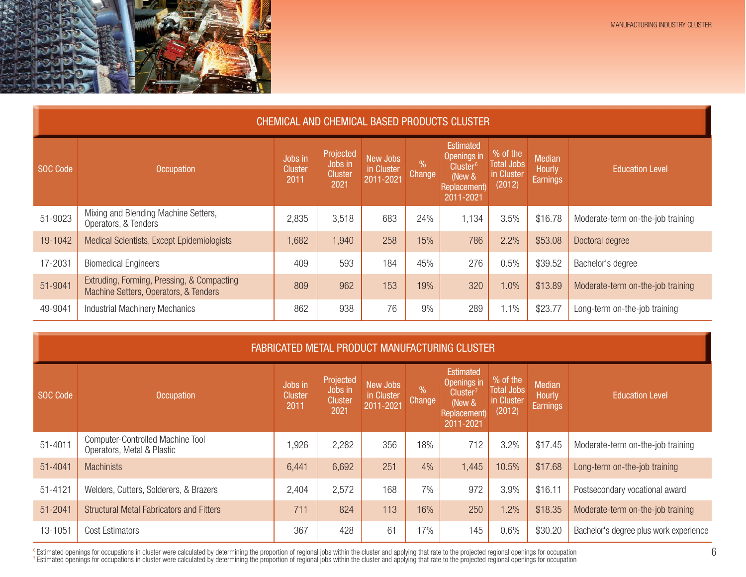## CHEMICAL AND CHEMICAL BASED PRODUCTS CLUSTER

| SOC Code | Occupation | Jobs in Cluster 2011 | Projected Jobs in Cluster 2021 | New Jobs in Cluster 2011-2021 | % Change | Estimated Openings in Cluster[6] (New & Replacement) 2011-2021 | % of the Total Jobs in Cluster (2012) | Median Hourly Earnings | Education Level |
|---|---|---|---|---|---|---|---|---|---|
| 51-9023 | Mixing and Blending Machine Setters, Operators, & Tenders | 2,835 | 3,518 | 683 | 24% | 1,134 | 3.5% | $16.78 | Moderate-term on-the-job training |
| 19-1042 | Medical Scientists, Except Epidemiologists | 1,682 | 1,940 | 258 | 15% | 786 | 2.2% | $53.08 | Doctoral degree |
| 17-2031 | Biomedical Engineers | 409 | 593 | 184 | 45% | 276 | 0.5% | $39.52 | Bachelor's degree |
| 51-9041 | Extruding, Forming, Pressing, & Compacting Machine Setters, Operators, & Tenders | 809 | 962 | 153 | 19% | 320 | 1.0% | $13.89 | Moderate-term on-the-job training |
| 49-9041 | Industrial Machinery Mechanics | 862 | 938 | 76 | 9% | 289 | 1.1% | $23.77 | Long-term on-the-job training |

## FABRICATED METAL PRODUCT MANUFACTURING CLUSTER

| SOC Code | Occupation | Jobs in Cluster 2011 | Projected Jobs in Cluster 2021 | New Jobs in Cluster 2011-2021 | % Change | Estimated Openings in Cluster[7] (New & Replacement) 2011-2021 | % of the Total Jobs in Cluster (2012) | Median Hourly Earnings | Education Level |
|---|---|---|---|---|---|---|---|---|---|
| 51-4011 | Computer-Controlled Machine Tool Operators, Metal & Plastic | 1,926 | 2,282 | 356 | 18% | 712 | 3.2% | $17.45 | Moderate-term on-the-job training |
| 51-4041 | Machinists | 6,441 | 6,692 | 251 | 4% | 1,445 | 10.5% | $17.68 | Long-term on-the-job training |
| 51-4121 | Welders, Cutters, Solderers, & Brazers | 2,404 | 2,572 | 168 | 7% | 972 | 3.9% | $16.11 | Postsecondary vocational award |
| 51-2041 | Structural Metal Fabricators and Fitters | 711 | 824 | 113 | 16% | 250 | 1.2% | $18.35 | Moderate-term on-the-job training |
| 13-1051 | Cost Estimators | 367 | 428 | 61 | 17% | 145 | 0.6% | $30.20 | Bachelor's degree plus work experience |

[6] Estimated openings for occupations in cluster were calculated by determining the proportion of regional jobs within the cluster and applying that rate to the projected regional openings for occupation

[7] Estimated openings for occupations in cluster were calculated by determining the proportion of regional jobs within the cluster and applying that rate to the projected regional openings for occupation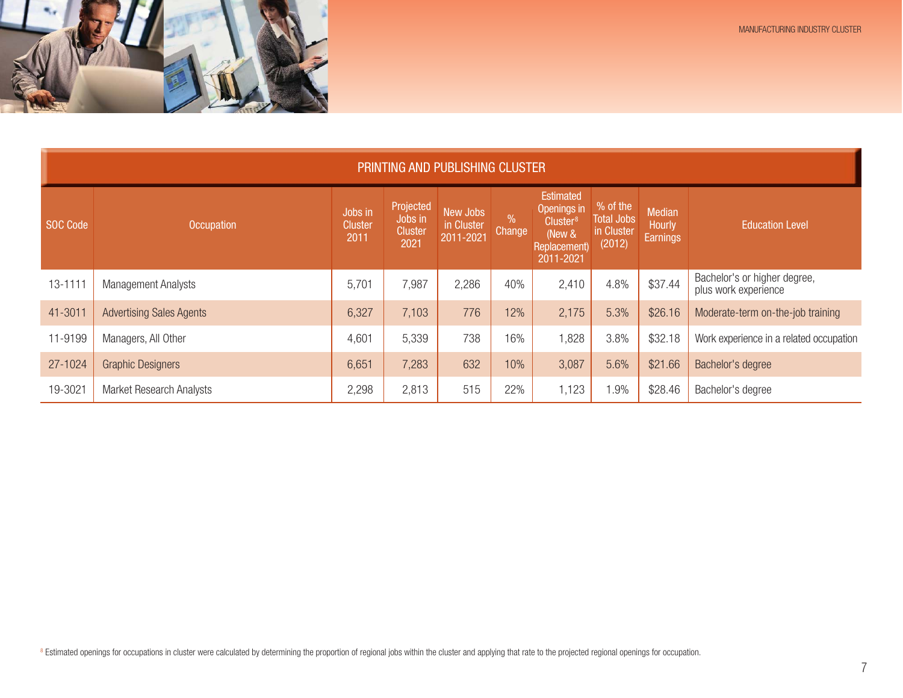## PRINTING AND PUBLISHING CLUSTER

| SOC Code | Occupation | Jobs in Cluster 2011 | Projected Jobs in Cluster 2021 | New Jobs in Cluster 2011-2021 | % Change | Estimated Openings in Cluster[8] (New & Replacement) 2011-2021 | % of the Total Jobs in Cluster (2012) | Median Hourly Earnings | Education Level |
|---|---|---|---|---|---|---|---|---|---|
| 13-1111 | Management Analysts | 5,701 | 7,987 | 2,286 | 40% | 2,410 | 4.8% | $37.44 | Bachelor's or higher degree, plus work experience |
| 41-3011 | Advertising Sales Agents | 6,327 | 7,103 | 776 | 12% | 2,175 | 5.3% | $26.16 | Moderate-term on-the-job training |
| 11-9199 | Managers, All Other | 4,601 | 5,339 | 738 | 16% | 1,828 | 3.8% | $32.18 | Work experience in a related occupation |
| 27-1024 | Graphic Designers | 6,651 | 7,283 | 632 | 10% | 3,087 | 5.6% | $21.66 | Bachelor's degree |
| 19-3021 | Market Research Analysts | 2,298 | 2,813 | 515 | 22% | 1,123 | 1.9% | $28.46 | Bachelor's degree |

[8] Estimated openings for occupations in cluster were calculated by determining the proportion of regional jobs within the cluster and applying that rate to the projected regional openings for occupation.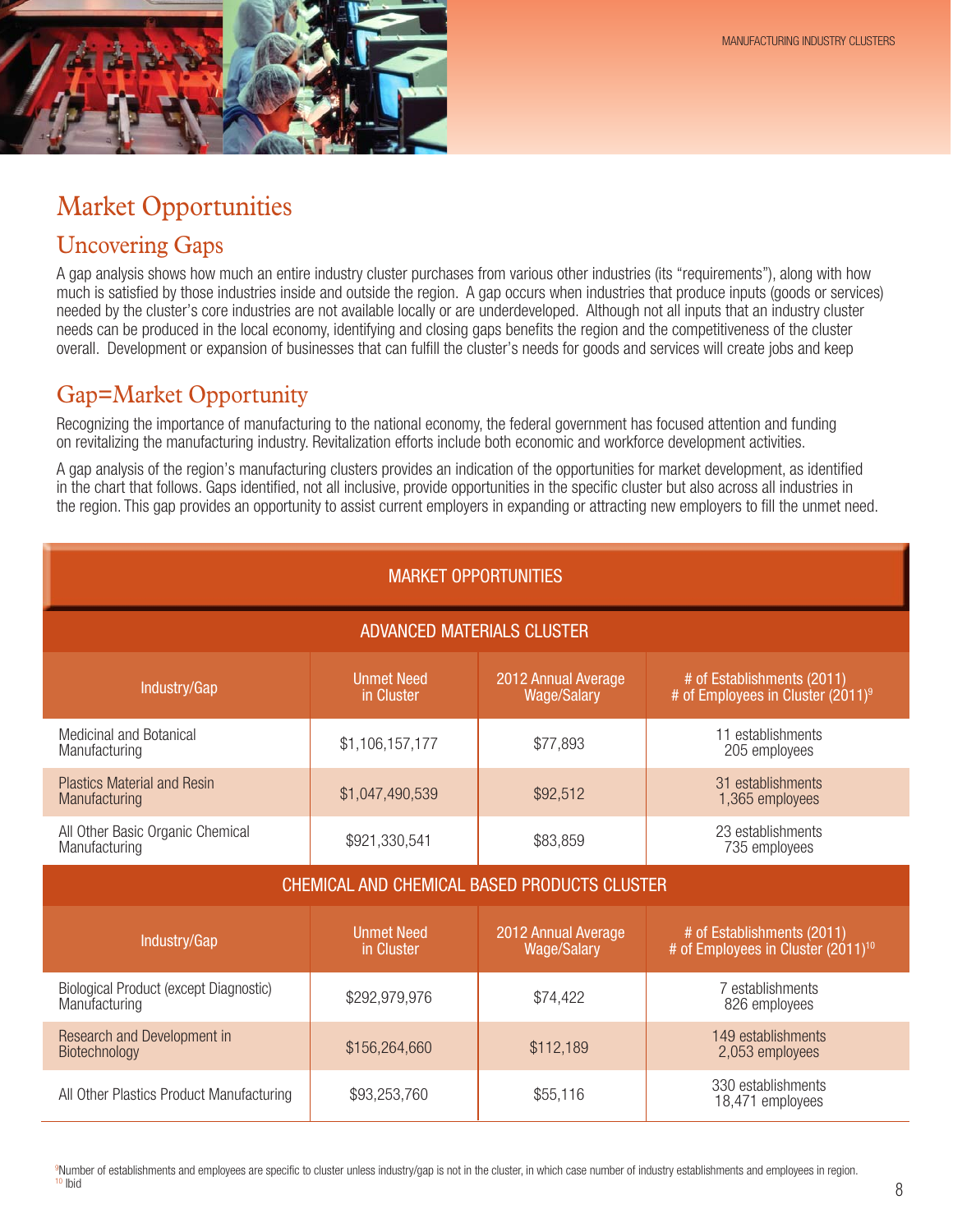# Market Opportunities

## Uncovering Gaps

A gap analysis shows how much an entire industry cluster purchases from various other industries (its "requirements"), along with how much is satisfied by those industries inside and outside the region. A gap occurs when industries that produce inputs (goods or services) needed by the cluster's core industries are not available locally or are underdeveloped. Although not all inputs that an industry cluster needs can be produced in the local economy, identifying and closing gaps benefits the region and the competitiveness of the cluster overall. Development or expansion of businesses that can fulfill the cluster's needs for goods and services will create jobs and keep

## Gap=Market Opportunity

Recognizing the importance of manufacturing to the national economy, the federal government has focused attention and funding on revitalizing the manufacturing industry. Revitalization efforts include both economic and workforce development activities.

A gap analysis of the region's manufacturing clusters provides an indication of the opportunities for market development, as identified in the chart that follows. Gaps identified, not all inclusive, provide opportunities in the specific cluster but also across all industries in the region. This gap provides an opportunity to assist current employers in expanding or attracting new employers to fill the unmet need.

| MARKET OPPORTUNITIES | | | |
|---|---|---|---|
| **ADVANCED MATERIALS CLUSTER** | | | |
| **Industry/Gap** | **Unmet Need in Cluster** | **2012 Annual Average Wage/Salary** | **# of Establishments (2011) # of Employees in Cluster (2011)[9]** |
| Medicinal and Botanical Manufacturing | $1,106,157,177 | $77,893 | 11 establishments 205 employees |
| Plastics Material and Resin Manufacturing | $1,047,490,539 | $92,512 | 31 establishments 1,365 employees |
| All Other Basic Organic Chemical Manufacturing | $921,330,541 | $83,859 | 23 establishments 735 employees |
| **CHEMICAL AND CHEMICAL BASED PRODUCTS CLUSTER** | | | |
| **Industry/Gap** | **Unmet Need in Cluster** | **2012 Annual Average Wage/Salary** | **# of Establishments (2011) # of Employees in Cluster (2011)[10]** |
| Biological Product (except Diagnostic) Manufacturing | $292,979,976 | $74,422 | 7 establishments 826 employees |
| Research and Development in Biotechnology | $156,264,660 | $112,189 | 149 establishments 2,053 employees |
| All Other Plastics Product Manufacturing | $93,253,760 | $55,116 | 330 establishments 18,471 employees |

[9]Number of establishments and employees are specific to cluster unless industry/gap is not in the cluster, in which case number of industry establishments and employees in region.
[10] Ibid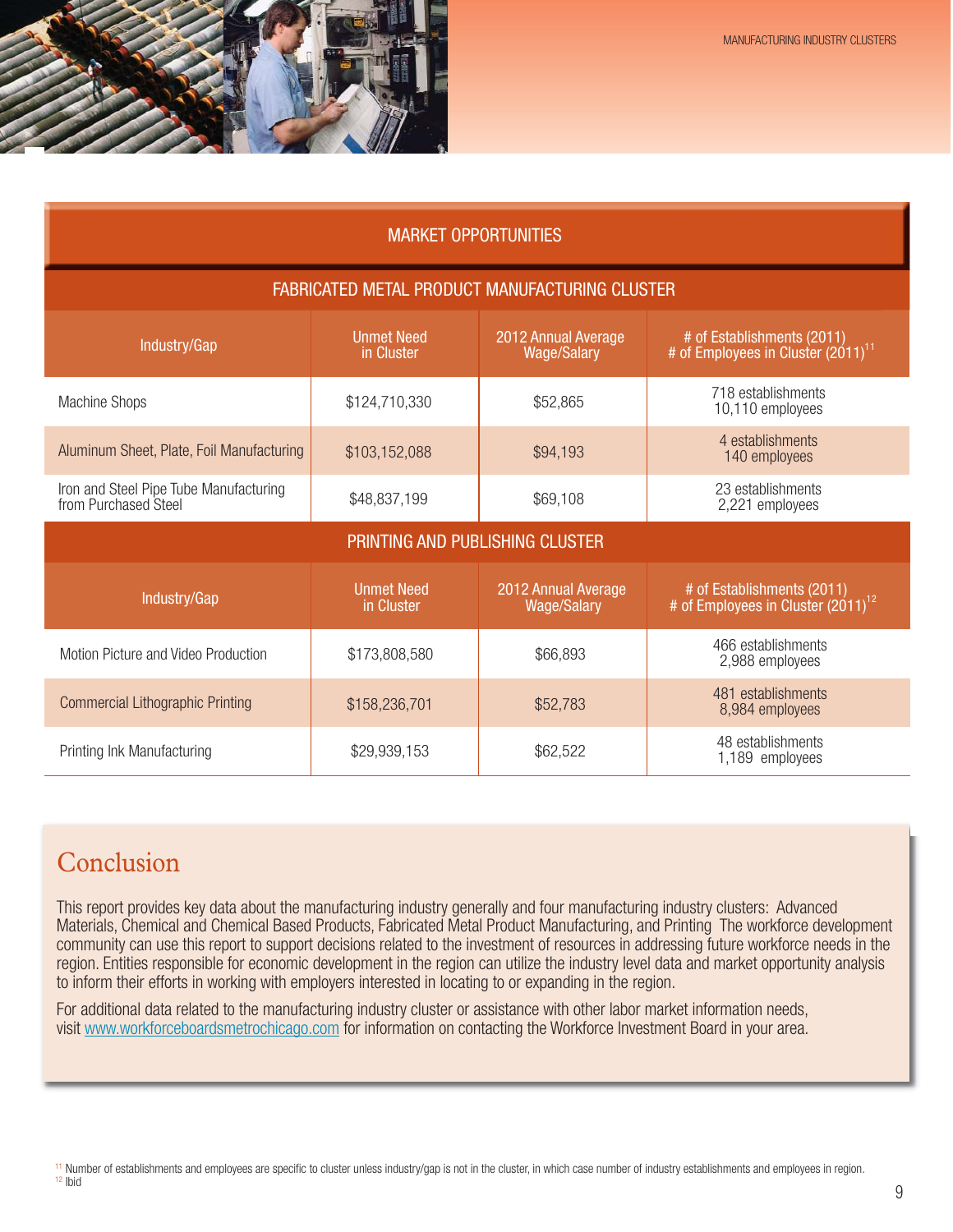## MARKET OPPORTUNITIES

| FABRICATED METAL PRODUCT MANUFACTURING CLUSTER | | | |
|---|---|---|---|
| Industry/Gap | Unmet Need in Cluster | 2012 Annual Average Wage/Salary | # of Establishments (2011) # of Employees in Cluster (2011)[11] |
| Machine Shops | $124,710,330 | $52,865 | 718 establishments 10,110 employees |
| Aluminum Sheet, Plate, Foil Manufacturing | $103,152,088 | $94,193 | 4 establishments 140 employees |
| Iron and Steel Pipe Tube Manufacturing from Purchased Steel | $48,837,199 | $69,108 | 23 establishments 2,221 employees |

| PRINTING AND PUBLISHING CLUSTER | | | |
|---|---|---|---|
| Industry/Gap | Unmet Need in Cluster | 2012 Annual Average Wage/Salary | # of Establishments (2011) # of Employees in Cluster (2011)[12] |
| Motion Picture and Video Production | $173,808,580 | $66,893 | 466 establishments 2,988 employees |
| Commercial Lithographic Printing | $158,236,701 | $52,783 | 481 establishments 8,984 employees |
| Printing Ink Manufacturing | $29,939,153 | $62,522 | 48 establishments 1,189 employees |

## Conclusion

This report provides key data about the manufacturing industry generally and four manufacturing industry clusters: Advanced Materials, Chemical and Chemical Based Products, Fabricated Metal Product Manufacturing, and Printing The workforce development community can use this report to support decisions related to the investment of resources in addressing future workforce needs in the region. Entities responsible for economic development in the region can utilize the industry level data and market opportunity analysis to inform their efforts in working with employers interested in locating to or expanding in the region.

For additional data related to the manufacturing industry cluster or assistance with other labor market information needs, visit www.workforceboardsmetrochicago.com for information on contacting the Workforce Investment Board in your area.

[11] Number of establishments and employees are specific to cluster unless industry/gap is not in the cluster, in which case number of industry establishments and employees in region.
[12] Ibid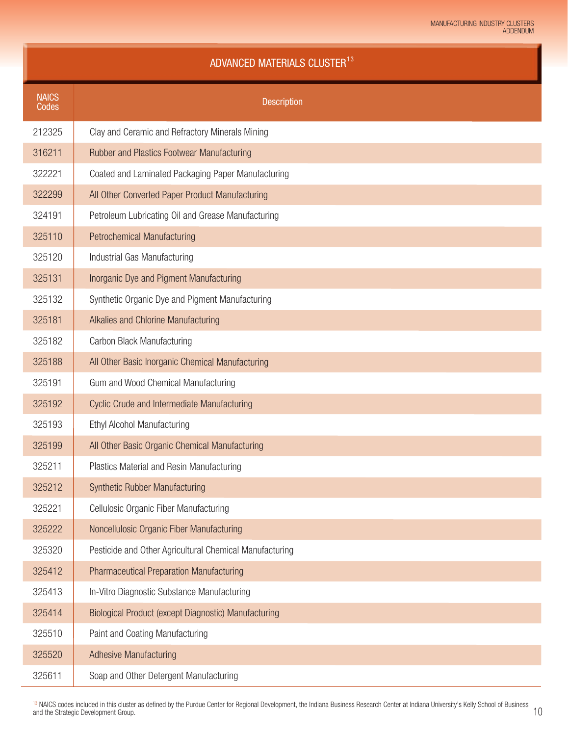## ADVANCED MATERIALS CLUSTER[13]

| NAICS Codes | Description |
|---|---|
| 212325 | Clay and Ceramic and Refractory Minerals Mining |
| 316211 | Rubber and Plastics Footwear Manufacturing |
| 322221 | Coated and Laminated Packaging Paper Manufacturing |
| 322299 | All Other Converted Paper Product Manufacturing |
| 324191 | Petroleum Lubricating Oil and Grease Manufacturing |
| 325110 | Petrochemical Manufacturing |
| 325120 | Industrial Gas Manufacturing |
| 325131 | Inorganic Dye and Pigment Manufacturing |
| 325132 | Synthetic Organic Dye and Pigment Manufacturing |
| 325181 | Alkalies and Chlorine Manufacturing |
| 325182 | Carbon Black Manufacturing |
| 325188 | All Other Basic Inorganic Chemical Manufacturing |
| 325191 | Gum and Wood Chemical Manufacturing |
| 325192 | Cyclic Crude and Intermediate Manufacturing |
| 325193 | Ethyl Alcohol Manufacturing |
| 325199 | All Other Basic Organic Chemical Manufacturing |
| 325211 | Plastics Material and Resin Manufacturing |
| 325212 | Synthetic Rubber Manufacturing |
| 325221 | Cellulosic Organic Fiber Manufacturing |
| 325222 | Noncellulosic Organic Fiber Manufacturing |
| 325320 | Pesticide and Other Agricultural Chemical Manufacturing |
| 325412 | Pharmaceutical Preparation Manufacturing |
| 325413 | In-Vitro Diagnostic Substance Manufacturing |
| 325414 | Biological Product (except Diagnostic) Manufacturing |
| 325510 | Paint and Coating Manufacturing |
| 325520 | Adhesive Manufacturing |
| 325611 | Soap and Other Detergent Manufacturing |

[13] NAICS codes included in this cluster as defined by the Purdue Center for Regional Development, the Indiana Business Research Center at Indiana University's Kelly School of Business and the Strategic Development Group.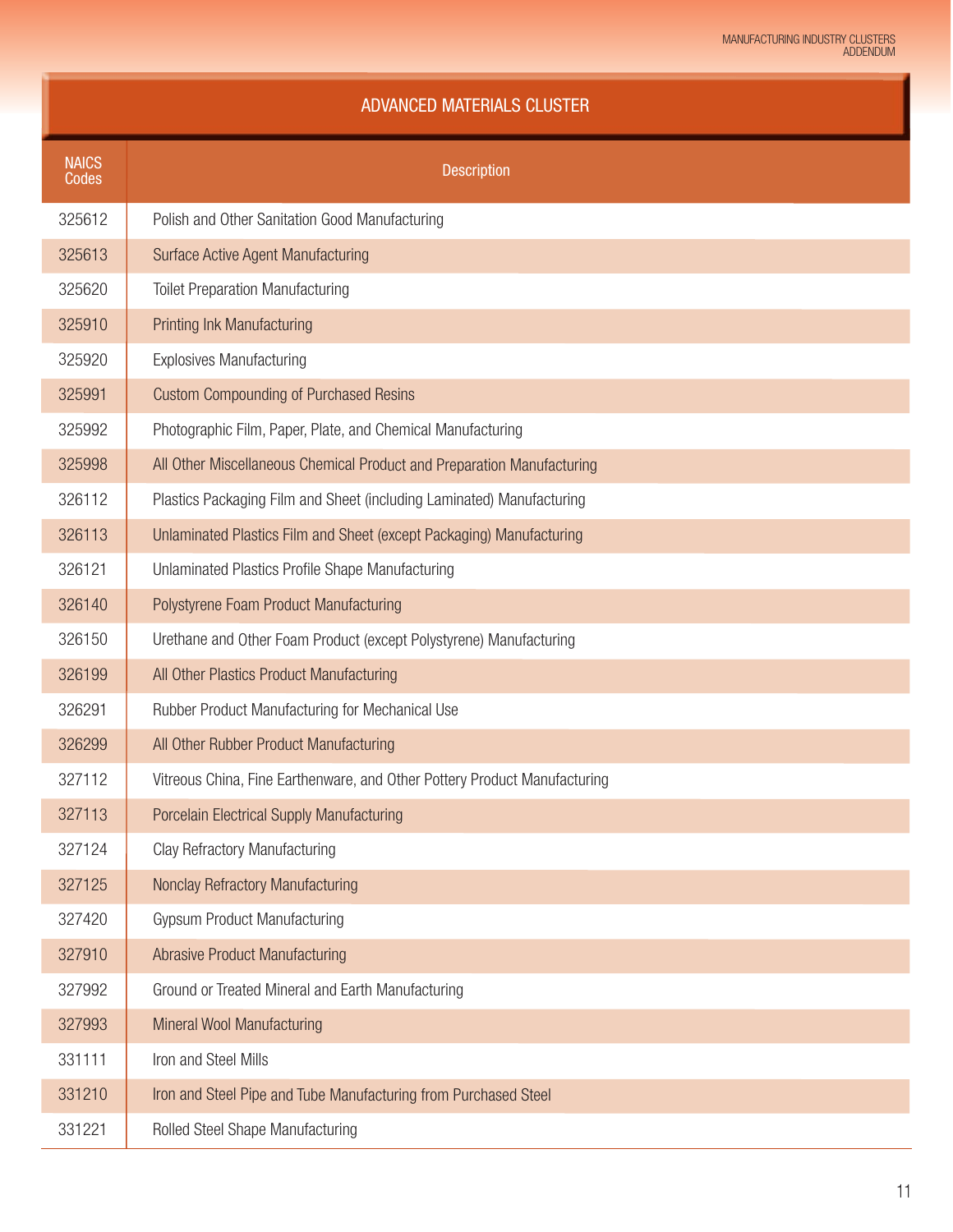## ADVANCED MATERIALS CLUSTER

| NAICS Codes | Description |
|---|---|
| 325612 | Polish and Other Sanitation Good Manufacturing |
| 325613 | Surface Active Agent Manufacturing |
| 325620 | Toilet Preparation Manufacturing |
| 325910 | Printing Ink Manufacturing |
| 325920 | Explosives Manufacturing |
| 325991 | Custom Compounding of Purchased Resins |
| 325992 | Photographic Film, Paper, Plate, and Chemical Manufacturing |
| 325998 | All Other Miscellaneous Chemical Product and Preparation Manufacturing |
| 326112 | Plastics Packaging Film and Sheet (including Laminated) Manufacturing |
| 326113 | Unlaminated Plastics Film and Sheet (except Packaging) Manufacturing |
| 326121 | Unlaminated Plastics Profile Shape Manufacturing |
| 326140 | Polystyrene Foam Product Manufacturing |
| 326150 | Urethane and Other Foam Product (except Polystyrene) Manufacturing |
| 326199 | All Other Plastics Product Manufacturing |
| 326291 | Rubber Product Manufacturing for Mechanical Use |
| 326299 | All Other Rubber Product Manufacturing |
| 327112 | Vitreous China, Fine Earthenware, and Other Pottery Product Manufacturing |
| 327113 | Porcelain Electrical Supply Manufacturing |
| 327124 | Clay Refractory Manufacturing |
| 327125 | Nonclay Refractory Manufacturing |
| 327420 | Gypsum Product Manufacturing |
| 327910 | Abrasive Product Manufacturing |
| 327992 | Ground or Treated Mineral and Earth Manufacturing |
| 327993 | Mineral Wool Manufacturing |
| 331111 | Iron and Steel Mills |
| 331210 | Iron and Steel Pipe and Tube Manufacturing from Purchased Steel |
| 331221 | Rolled Steel Shape Manufacturing |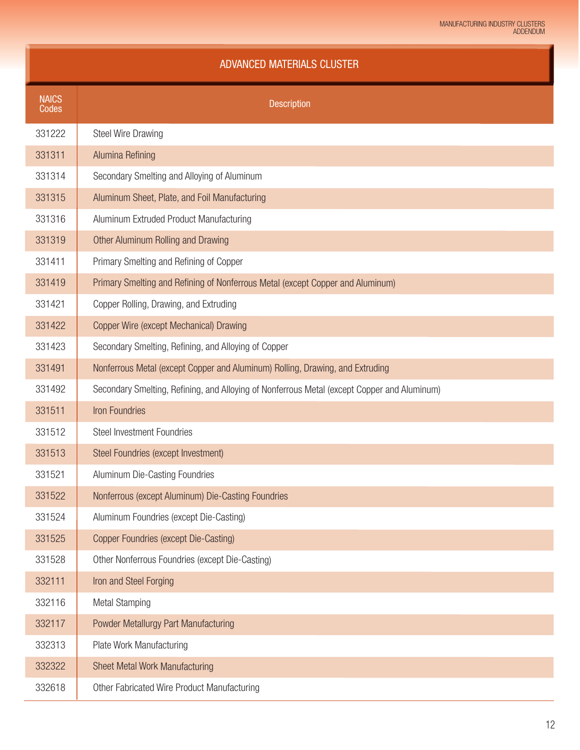## ADVANCED MATERIALS CLUSTER

| NAICS Codes | Description |
|---|---|
| 331222 | Steel Wire Drawing |
| 331311 | Alumina Refining |
| 331314 | Secondary Smelting and Alloying of Aluminum |
| 331315 | Aluminum Sheet, Plate, and Foil Manufacturing |
| 331316 | Aluminum Extruded Product Manufacturing |
| 331319 | Other Aluminum Rolling and Drawing |
| 331411 | Primary Smelting and Refining of Copper |
| 331419 | Primary Smelting and Refining of Nonferrous Metal (except Copper and Aluminum) |
| 331421 | Copper Rolling, Drawing, and Extruding |
| 331422 | Copper Wire (except Mechanical) Drawing |
| 331423 | Secondary Smelting, Refining, and Alloying of Copper |
| 331491 | Nonferrous Metal (except Copper and Aluminum) Rolling, Drawing, and Extruding |
| 331492 | Secondary Smelting, Refining, and Alloying of Nonferrous Metal (except Copper and Aluminum) |
| 331511 | Iron Foundries |
| 331512 | Steel Investment Foundries |
| 331513 | Steel Foundries (except Investment) |
| 331521 | Aluminum Die-Casting Foundries |
| 331522 | Nonferrous (except Aluminum) Die-Casting Foundries |
| 331524 | Aluminum Foundries (except Die-Casting) |
| 331525 | Copper Foundries (except Die-Casting) |
| 331528 | Other Nonferrous Foundries (except Die-Casting) |
| 332111 | Iron and Steel Forging |
| 332116 | Metal Stamping |
| 332117 | Powder Metallurgy Part Manufacturing |
| 332313 | Plate Work Manufacturing |
| 332322 | Sheet Metal Work Manufacturing |
| 332618 | Other Fabricated Wire Product Manufacturing |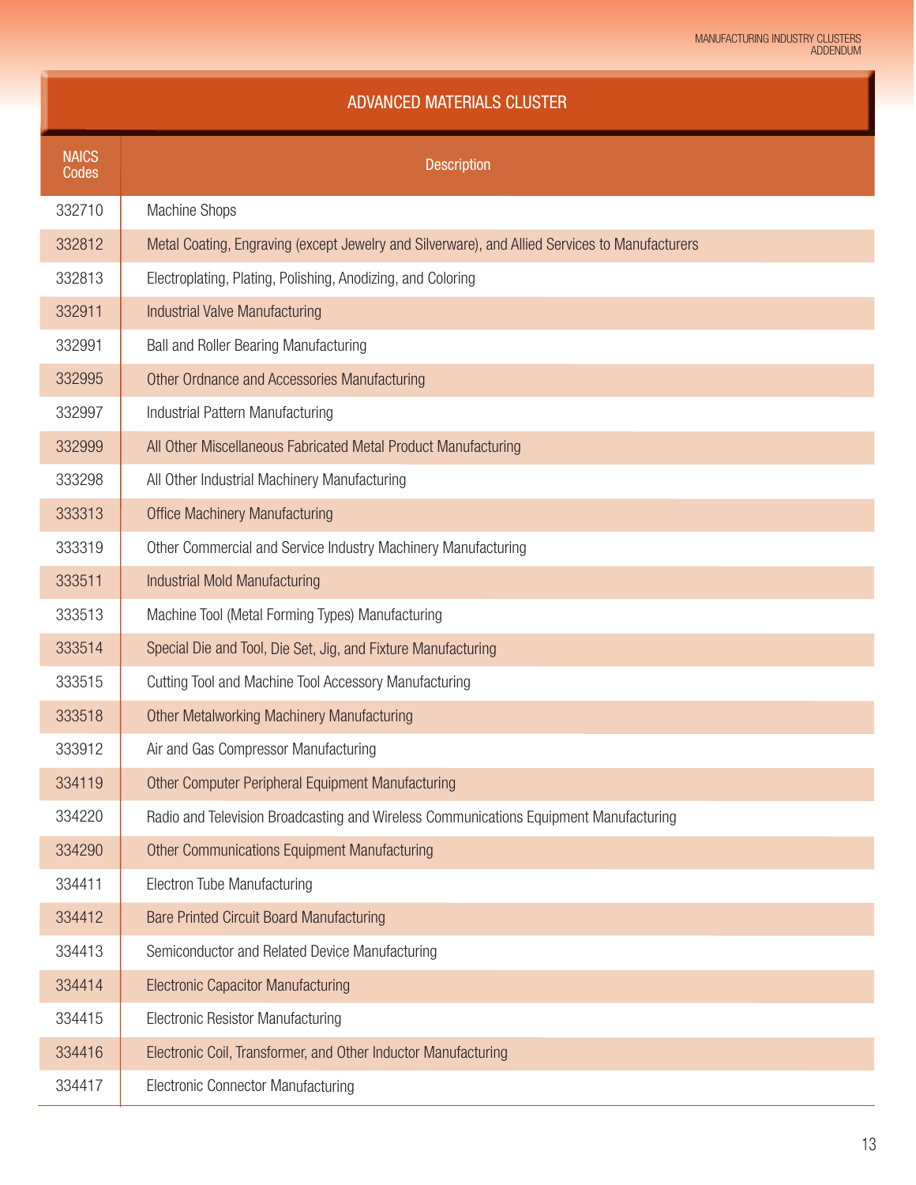## ADVANCED MATERIALS CLUSTER

| NAICS Codes | Description |
|---|---|
| 332710 | Machine Shops |
| 332812 | Metal Coating, Engraving (except Jewelry and Silverware), and Allied Services to Manufacturers |
| 332813 | Electroplating, Plating, Polishing, Anodizing, and Coloring |
| 332911 | Industrial Valve Manufacturing |
| 332991 | Ball and Roller Bearing Manufacturing |
| 332995 | Other Ordnance and Accessories Manufacturing |
| 332997 | Industrial Pattern Manufacturing |
| 332999 | All Other Miscellaneous Fabricated Metal Product Manufacturing |
| 333298 | All Other Industrial Machinery Manufacturing |
| 333313 | Office Machinery Manufacturing |
| 333319 | Other Commercial and Service Industry Machinery Manufacturing |
| 333511 | Industrial Mold Manufacturing |
| 333513 | Machine Tool (Metal Forming Types) Manufacturing |
| 333514 | Special Die and Tool, Die Set, Jig, and Fixture Manufacturing |
| 333515 | Cutting Tool and Machine Tool Accessory Manufacturing |
| 333518 | Other Metalworking Machinery Manufacturing |
| 333912 | Air and Gas Compressor Manufacturing |
| 334119 | Other Computer Peripheral Equipment Manufacturing |
| 334220 | Radio and Television Broadcasting and Wireless Communications Equipment Manufacturing |
| 334290 | Other Communications Equipment Manufacturing |
| 334411 | Electron Tube Manufacturing |
| 334412 | Bare Printed Circuit Board Manufacturing |
| 334413 | Semiconductor and Related Device Manufacturing |
| 334414 | Electronic Capacitor Manufacturing |
| 334415 | Electronic Resistor Manufacturing |
| 334416 | Electronic Coil, Transformer, and Other Inductor Manufacturing |
| 334417 | Electronic Connector Manufacturing |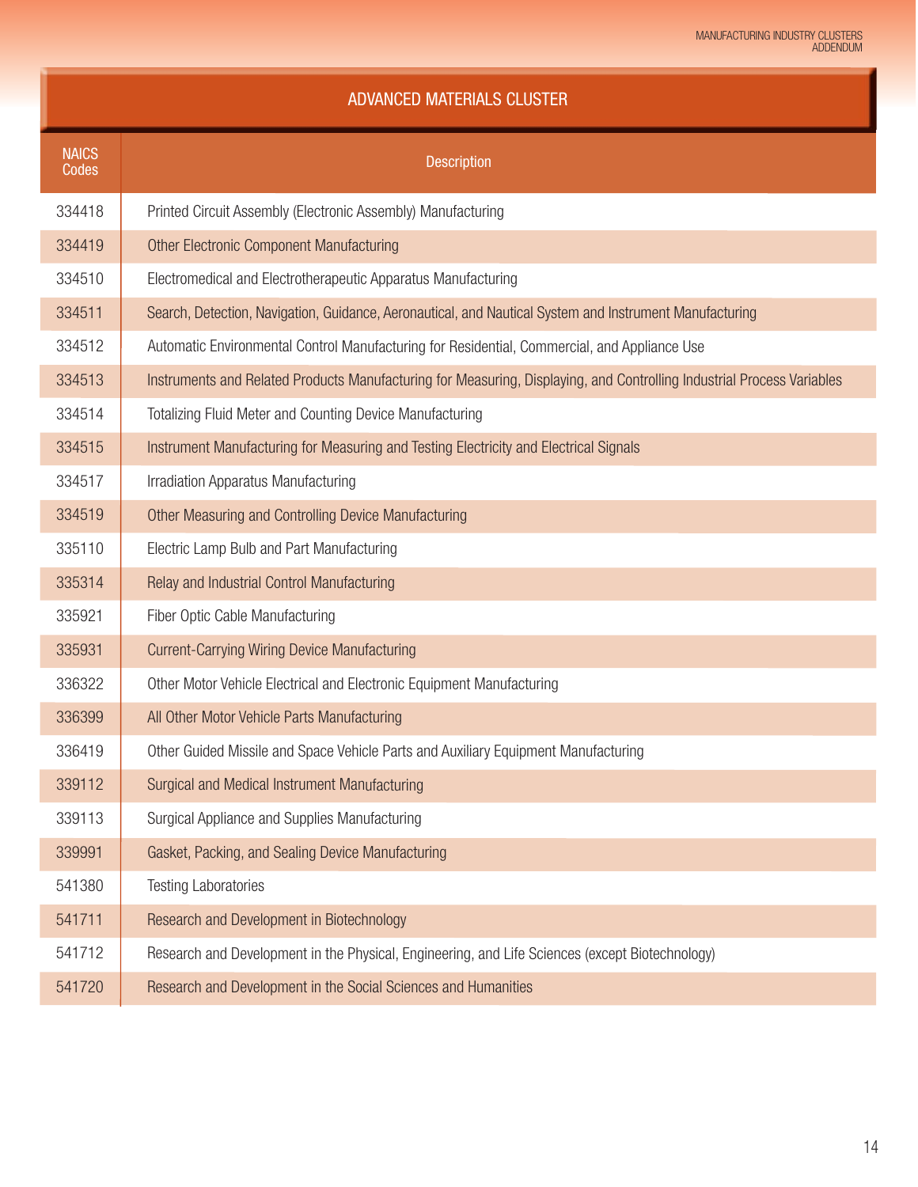## ADVANCED MATERIALS CLUSTER

| NAICS Codes | Description |
|---|---|
| 334418 | Printed Circuit Assembly (Electronic Assembly) Manufacturing |
| 334419 | Other Electronic Component Manufacturing |
| 334510 | Electromedical and Electrotherapeutic Apparatus Manufacturing |
| 334511 | Search, Detection, Navigation, Guidance, Aeronautical, and Nautical System and Instrument Manufacturing |
| 334512 | Automatic Environmental Control Manufacturing for Residential, Commercial, and Appliance Use |
| 334513 | Instruments and Related Products Manufacturing for Measuring, Displaying, and Controlling Industrial Process Variables |
| 334514 | Totalizing Fluid Meter and Counting Device Manufacturing |
| 334515 | Instrument Manufacturing for Measuring and Testing Electricity and Electrical Signals |
| 334517 | Irradiation Apparatus Manufacturing |
| 334519 | Other Measuring and Controlling Device Manufacturing |
| 335110 | Electric Lamp Bulb and Part Manufacturing |
| 335314 | Relay and Industrial Control Manufacturing |
| 335921 | Fiber Optic Cable Manufacturing |
| 335931 | Current-Carrying Wiring Device Manufacturing |
| 336322 | Other Motor Vehicle Electrical and Electronic Equipment Manufacturing |
| 336399 | All Other Motor Vehicle Parts Manufacturing |
| 336419 | Other Guided Missile and Space Vehicle Parts and Auxiliary Equipment Manufacturing |
| 339112 | Surgical and Medical Instrument Manufacturing |
| 339113 | Surgical Appliance and Supplies Manufacturing |
| 339991 | Gasket, Packing, and Sealing Device Manufacturing |
| 541380 | Testing Laboratories |
| 541711 | Research and Development in Biotechnology |
| 541712 | Research and Development in the Physical, Engineering, and Life Sciences (except Biotechnology) |
| 541720 | Research and Development in the Social Sciences and Humanities |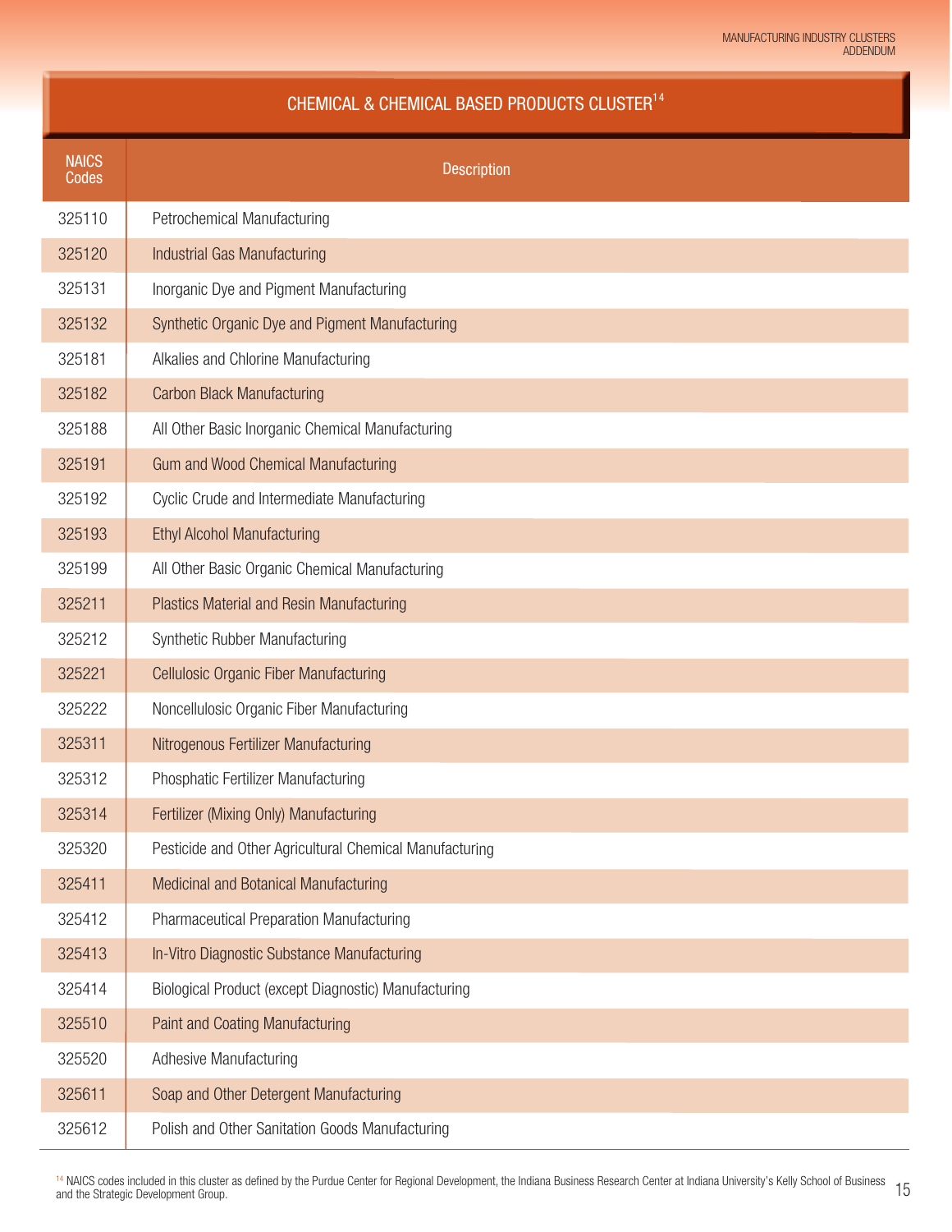## CHEMICAL & CHEMICAL BASED PRODUCTS CLUSTER[14]

| NAICS Codes | Description |
|---|---|
| 325110 | Petrochemical Manufacturing |
| 325120 | Industrial Gas Manufacturing |
| 325131 | Inorganic Dye and Pigment Manufacturing |
| 325132 | Synthetic Organic Dye and Pigment Manufacturing |
| 325181 | Alkalies and Chlorine Manufacturing |
| 325182 | Carbon Black Manufacturing |
| 325188 | All Other Basic Inorganic Chemical Manufacturing |
| 325191 | Gum and Wood Chemical Manufacturing |
| 325192 | Cyclic Crude and Intermediate Manufacturing |
| 325193 | Ethyl Alcohol Manufacturing |
| 325199 | All Other Basic Organic Chemical Manufacturing |
| 325211 | Plastics Material and Resin Manufacturing |
| 325212 | Synthetic Rubber Manufacturing |
| 325221 | Cellulosic Organic Fiber Manufacturing |
| 325222 | Noncellulosic Organic Fiber Manufacturing |
| 325311 | Nitrogenous Fertilizer Manufacturing |
| 325312 | Phosphatic Fertilizer Manufacturing |
| 325314 | Fertilizer (Mixing Only) Manufacturing |
| 325320 | Pesticide and Other Agricultural Chemical Manufacturing |
| 325411 | Medicinal and Botanical Manufacturing |
| 325412 | Pharmaceutical Preparation Manufacturing |
| 325413 | In-Vitro Diagnostic Substance Manufacturing |
| 325414 | Biological Product (except Diagnostic) Manufacturing |
| 325510 | Paint and Coating Manufacturing |
| 325520 | Adhesive Manufacturing |
| 325611 | Soap and Other Detergent Manufacturing |
| 325612 | Polish and Other Sanitation Goods Manufacturing |

[14] NAICS codes included in this cluster as defined by the Purdue Center for Regional Development, the Indiana Business Research Center at Indiana University's Kelly School of Business and the Strategic Development Group.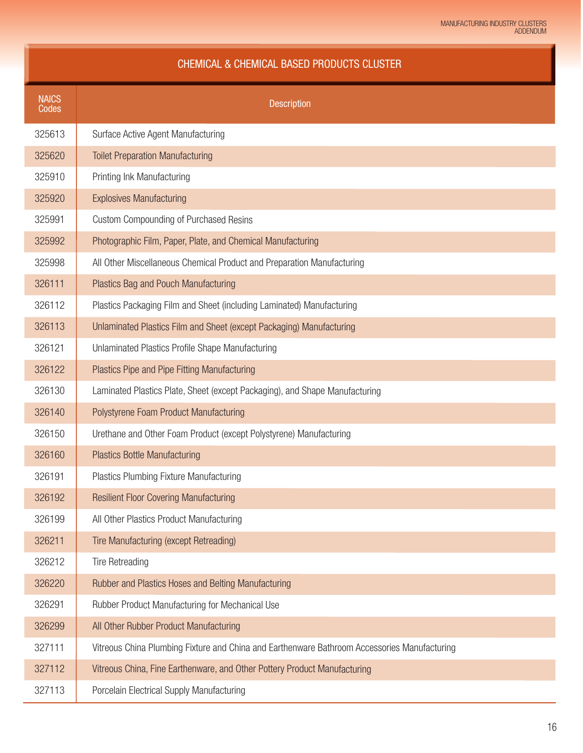## CHEMICAL & CHEMICAL BASED PRODUCTS CLUSTER

| NAICS Codes | Description |
|---|---|
| 325613 | Surface Active Agent Manufacturing |
| 325620 | Toilet Preparation Manufacturing |
| 325910 | Printing Ink Manufacturing |
| 325920 | Explosives Manufacturing |
| 325991 | Custom Compounding of Purchased Resins |
| 325992 | Photographic Film, Paper, Plate, and Chemical Manufacturing |
| 325998 | All Other Miscellaneous Chemical Product and Preparation Manufacturing |
| 326111 | Plastics Bag and Pouch Manufacturing |
| 326112 | Plastics Packaging Film and Sheet (including Laminated) Manufacturing |
| 326113 | Unlaminated Plastics Film and Sheet (except Packaging) Manufacturing |
| 326121 | Unlaminated Plastics Profile Shape Manufacturing |
| 326122 | Plastics Pipe and Pipe Fitting Manufacturing |
| 326130 | Laminated Plastics Plate, Sheet (except Packaging), and Shape Manufacturing |
| 326140 | Polystyrene Foam Product Manufacturing |
| 326150 | Urethane and Other Foam Product (except Polystyrene) Manufacturing |
| 326160 | Plastics Bottle Manufacturing |
| 326191 | Plastics Plumbing Fixture Manufacturing |
| 326192 | Resilient Floor Covering Manufacturing |
| 326199 | All Other Plastics Product Manufacturing |
| 326211 | Tire Manufacturing (except Retreading) |
| 326212 | Tire Retreading |
| 326220 | Rubber and Plastics Hoses and Belting Manufacturing |
| 326291 | Rubber Product Manufacturing for Mechanical Use |
| 326299 | All Other Rubber Product Manufacturing |
| 327111 | Vitreous China Plumbing Fixture and China and Earthenware Bathroom Accessories Manufacturing |
| 327112 | Vitreous China, Fine Earthenware, and Other Pottery Product Manufacturing |
| 327113 | Porcelain Electrical Supply Manufacturing |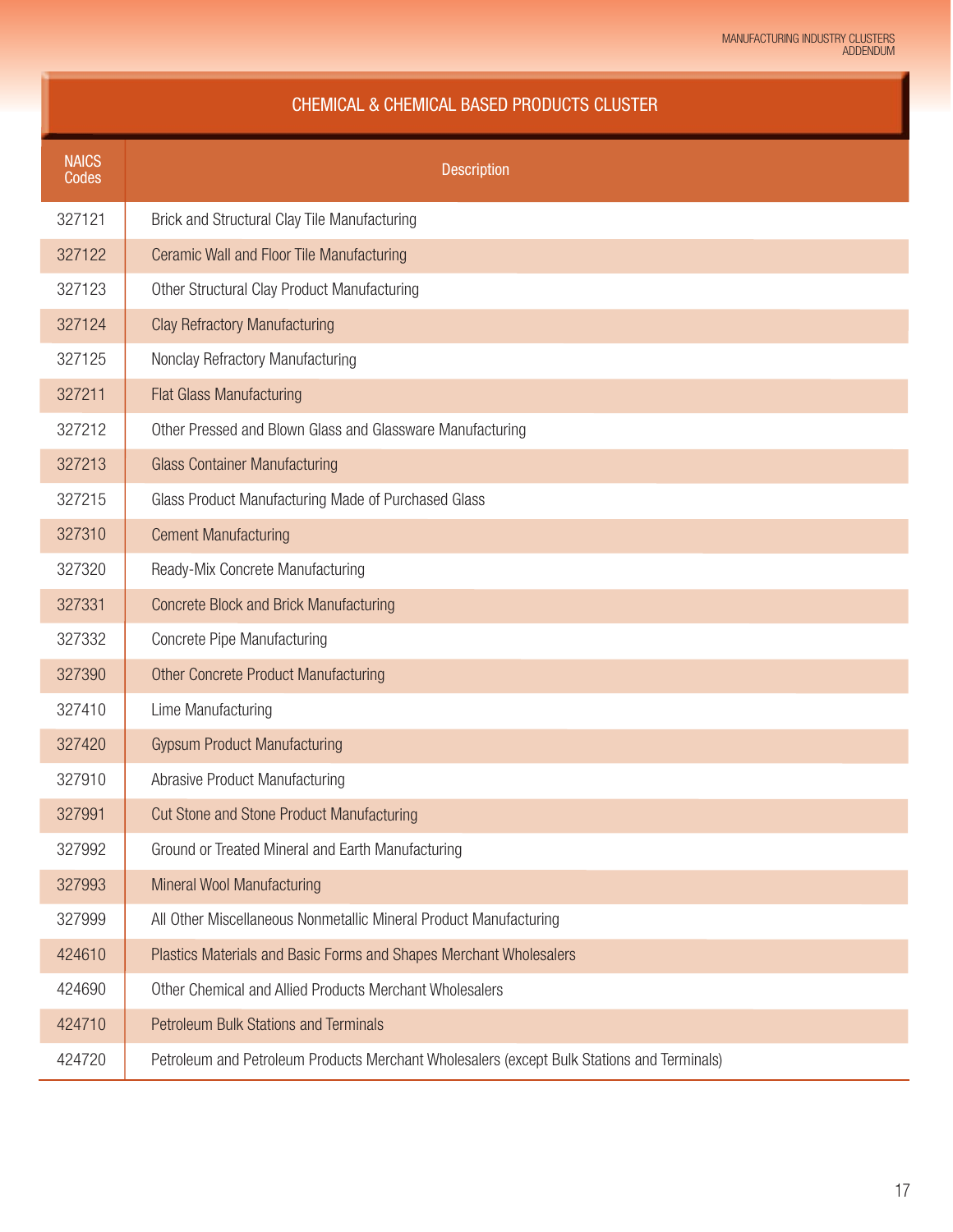## CHEMICAL & CHEMICAL BASED PRODUCTS CLUSTER

| NAICS Codes | Description |
|---|---|
| 327121 | Brick and Structural Clay Tile Manufacturing |
| 327122 | Ceramic Wall and Floor Tile Manufacturing |
| 327123 | Other Structural Clay Product Manufacturing |
| 327124 | Clay Refractory Manufacturing |
| 327125 | Nonclay Refractory Manufacturing |
| 327211 | Flat Glass Manufacturing |
| 327212 | Other Pressed and Blown Glass and Glassware Manufacturing |
| 327213 | Glass Container Manufacturing |
| 327215 | Glass Product Manufacturing Made of Purchased Glass |
| 327310 | Cement Manufacturing |
| 327320 | Ready-Mix Concrete Manufacturing |
| 327331 | Concrete Block and Brick Manufacturing |
| 327332 | Concrete Pipe Manufacturing |
| 327390 | Other Concrete Product Manufacturing |
| 327410 | Lime Manufacturing |
| 327420 | Gypsum Product Manufacturing |
| 327910 | Abrasive Product Manufacturing |
| 327991 | Cut Stone and Stone Product Manufacturing |
| 327992 | Ground or Treated Mineral and Earth Manufacturing |
| 327993 | Mineral Wool Manufacturing |
| 327999 | All Other Miscellaneous Nonmetallic Mineral Product Manufacturing |
| 424610 | Plastics Materials and Basic Forms and Shapes Merchant Wholesalers |
| 424690 | Other Chemical and Allied Products Merchant Wholesalers |
| 424710 | Petroleum Bulk Stations and Terminals |
| 424720 | Petroleum and Petroleum Products Merchant Wholesalers (except Bulk Stations and Terminals) |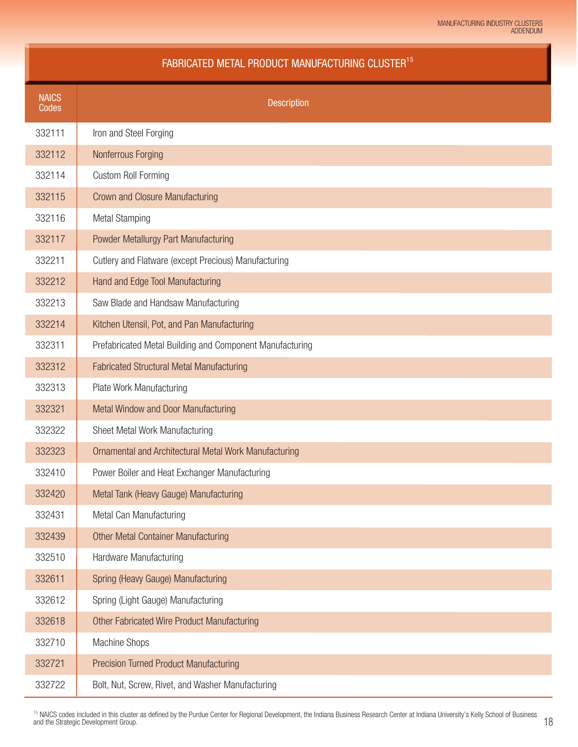## FABRICATED METAL PRODUCT MANUFACTURING CLUSTER[15]

| NAICS Codes | Description |
|---|---|
| 332111 | Iron and Steel Forging |
| 332112 | Nonferrous Forging |
| 332114 | Custom Roll Forming |
| 332115 | Crown and Closure Manufacturing |
| 332116 | Metal Stamping |
| 332117 | Powder Metallurgy Part Manufacturing |
| 332211 | Cutlery and Flatware (except Precious) Manufacturing |
| 332212 | Hand and Edge Tool Manufacturing |
| 332213 | Saw Blade and Handsaw Manufacturing |
| 332214 | Kitchen Utensil, Pot, and Pan Manufacturing |
| 332311 | Prefabricated Metal Building and Component Manufacturing |
| 332312 | Fabricated Structural Metal Manufacturing |
| 332313 | Plate Work Manufacturing |
| 332321 | Metal Window and Door Manufacturing |
| 332322 | Sheet Metal Work Manufacturing |
| 332323 | Ornamental and Architectural Metal Work Manufacturing |
| 332410 | Power Boiler and Heat Exchanger Manufacturing |
| 332420 | Metal Tank (Heavy Gauge) Manufacturing |
| 332431 | Metal Can Manufacturing |
| 332439 | Other Metal Container Manufacturing |
| 332510 | Hardware Manufacturing |
| 332611 | Spring (Heavy Gauge) Manufacturing |
| 332612 | Spring (Light Gauge) Manufacturing |
| 332618 | Other Fabricated Wire Product Manufacturing |
| 332710 | Machine Shops |
| 332721 | Precision Turned Product Manufacturing |
| 332722 | Bolt, Nut, Screw, Rivet, and Washer Manufacturing |

[15] NAICS codes included in this cluster as defined by the Purdue Center for Regional Development, the Indiana Business Research Center at Indiana University's Kelly School of Business and the Strategic Development Group.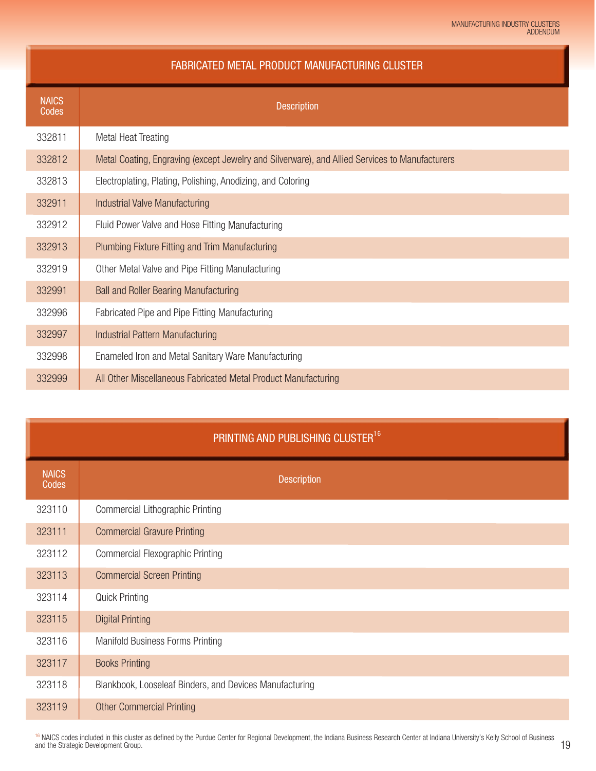## FABRICATED METAL PRODUCT MANUFACTURING CLUSTER

| NAICS Codes | Description |
|---|---|
| 332811 | Metal Heat Treating |
| 332812 | Metal Coating, Engraving (except Jewelry and Silverware), and Allied Services to Manufacturers |
| 332813 | Electroplating, Plating, Polishing, Anodizing, and Coloring |
| 332911 | Industrial Valve Manufacturing |
| 332912 | Fluid Power Valve and Hose Fitting Manufacturing |
| 332913 | Plumbing Fixture Fitting and Trim Manufacturing |
| 332919 | Other Metal Valve and Pipe Fitting Manufacturing |
| 332991 | Ball and Roller Bearing Manufacturing |
| 332996 | Fabricated Pipe and Pipe Fitting Manufacturing |
| 332997 | Industrial Pattern Manufacturing |
| 332998 | Enameled Iron and Metal Sanitary Ware Manufacturing |
| 332999 | All Other Miscellaneous Fabricated Metal Product Manufacturing |

## PRINTING AND PUBLISHING CLUSTER[16]

| NAICS Codes | Description |
|---|---|
| 323110 | Commercial Lithographic Printing |
| 323111 | Commercial Gravure Printing |
| 323112 | Commercial Flexographic Printing |
| 323113 | Commercial Screen Printing |
| 323114 | Quick Printing |
| 323115 | Digital Printing |
| 323116 | Manifold Business Forms Printing |
| 323117 | Books Printing |
| 323118 | Blankbook, Looseleaf Binders, and Devices Manufacturing |
| 323119 | Other Commercial Printing |

[16] NAICS codes included in this cluster as defined by the Purdue Center for Regional Development, the Indiana Business Research Center at Indiana University's Kelly School of Business and the Strategic Development Group.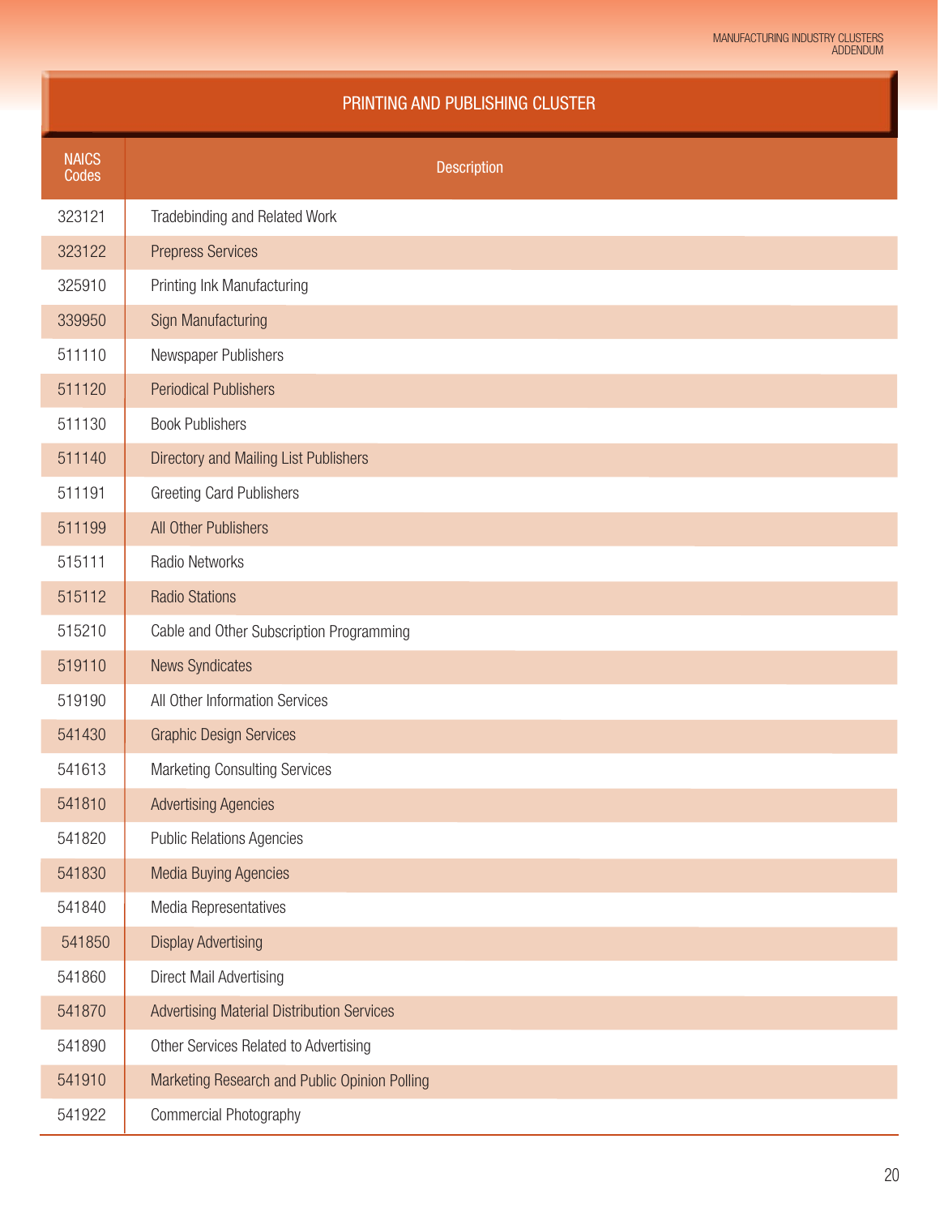## PRINTING AND PUBLISHING CLUSTER

| NAICS Codes | Description |
|---|---|
| 323121 | Tradebinding and Related Work |
| 323122 | Prepress Services |
| 325910 | Printing Ink Manufacturing |
| 339950 | Sign Manufacturing |
| 511110 | Newspaper Publishers |
| 511120 | Periodical Publishers |
| 511130 | Book Publishers |
| 511140 | Directory and Mailing List Publishers |
| 511191 | Greeting Card Publishers |
| 511199 | All Other Publishers |
| 515111 | Radio Networks |
| 515112 | Radio Stations |
| 515210 | Cable and Other Subscription Programming |
| 519110 | News Syndicates |
| 519190 | All Other Information Services |
| 541430 | Graphic Design Services |
| 541613 | Marketing Consulting Services |
| 541810 | Advertising Agencies |
| 541820 | Public Relations Agencies |
| 541830 | Media Buying Agencies |
| 541840 | Media Representatives |
| 541850 | Display Advertising |
| 541860 | Direct Mail Advertising |
| 541870 | Advertising Material Distribution Services |
| 541890 | Other Services Related to Advertising |
| 541910 | Marketing Research and Public Opinion Polling |
| 541922 | Commercial Photography |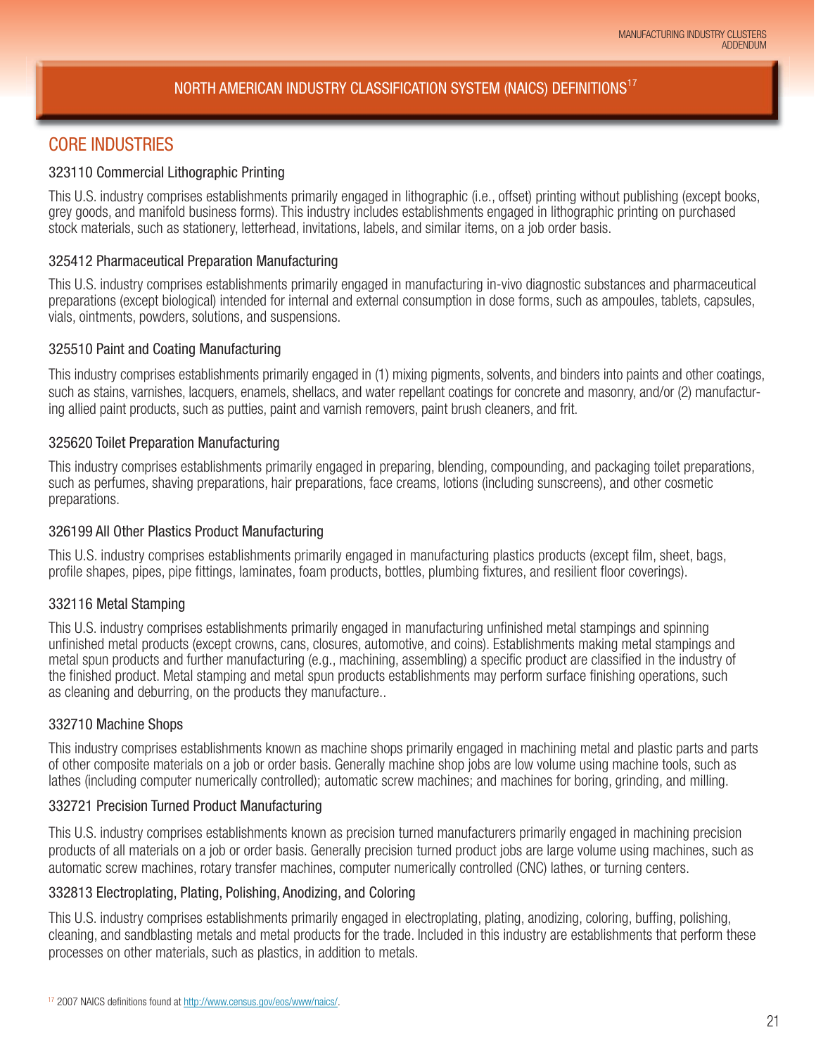# NORTH AMERICAN INDUSTRY CLASSIFICATION SYSTEM (NAICS) DEFINITIONS[17]

## CORE INDUSTRIES

### 323110 Commercial Lithographic Printing

This U.S. industry comprises establishments primarily engaged in lithographic (i.e., offset) printing without publishing (except books, grey goods, and manifold business forms). This industry includes establishments engaged in lithographic printing on purchased stock materials, such as stationery, letterhead, invitations, labels, and similar items, on a job order basis.

### 325412 Pharmaceutical Preparation Manufacturing

This U.S. industry comprises establishments primarily engaged in manufacturing in-vivo diagnostic substances and pharmaceutical preparations (except biological) intended for internal and external consumption in dose forms, such as ampoules, tablets, capsules, vials, ointments, powders, solutions, and suspensions.

### 325510 Paint and Coating Manufacturing

This industry comprises establishments primarily engaged in (1) mixing pigments, solvents, and binders into paints and other coatings, such as stains, varnishes, lacquers, enamels, shellacs, and water repellant coatings for concrete and masonry, and/or (2) manufacturing allied paint products, such as putties, paint and varnish removers, paint brush cleaners, and frit.

### 325620 Toilet Preparation Manufacturing

This industry comprises establishments primarily engaged in preparing, blending, compounding, and packaging toilet preparations, such as perfumes, shaving preparations, hair preparations, face creams, lotions (including sunscreens), and other cosmetic preparations.

### 326199 All Other Plastics Product Manufacturing

This U.S. industry comprises establishments primarily engaged in manufacturing plastics products (except film, sheet, bags, profile shapes, pipes, pipe fittings, laminates, foam products, bottles, plumbing fixtures, and resilient floor coverings).

### 332116 Metal Stamping

This U.S. industry comprises establishments primarily engaged in manufacturing unfinished metal stampings and spinning unfinished metal products (except crowns, cans, closures, automotive, and coins). Establishments making metal stampings and metal spun products and further manufacturing (e.g., machining, assembling) a specific product are classified in the industry of the finished product. Metal stamping and metal spun products establishments may perform surface finishing operations, such as cleaning and deburring, on the products they manufacture..

### 332710 Machine Shops

This industry comprises establishments known as machine shops primarily engaged in machining metal and plastic parts and parts of other composite materials on a job or order basis. Generally machine shop jobs are low volume using machine tools, such as lathes (including computer numerically controlled); automatic screw machines; and machines for boring, grinding, and milling.

### 332721 Precision Turned Product Manufacturing

This U.S. industry comprises establishments known as precision turned manufacturers primarily engaged in machining precision products of all materials on a job or order basis. Generally precision turned product jobs are large volume using machines, such as automatic screw machines, rotary transfer machines, computer numerically controlled (CNC) lathes, or turning centers.

### 332813 Electroplating, Plating, Polishing, Anodizing, and Coloring

This U.S. industry comprises establishments primarily engaged in electroplating, plating, anodizing, coloring, buffing, polishing, cleaning, and sandblasting metals and metal products for the trade. Included in this industry are establishments that perform these processes on other materials, such as plastics, in addition to metals.

[17] 2007 NAICS definitions found at http://www.census.gov/eos/www/naics/.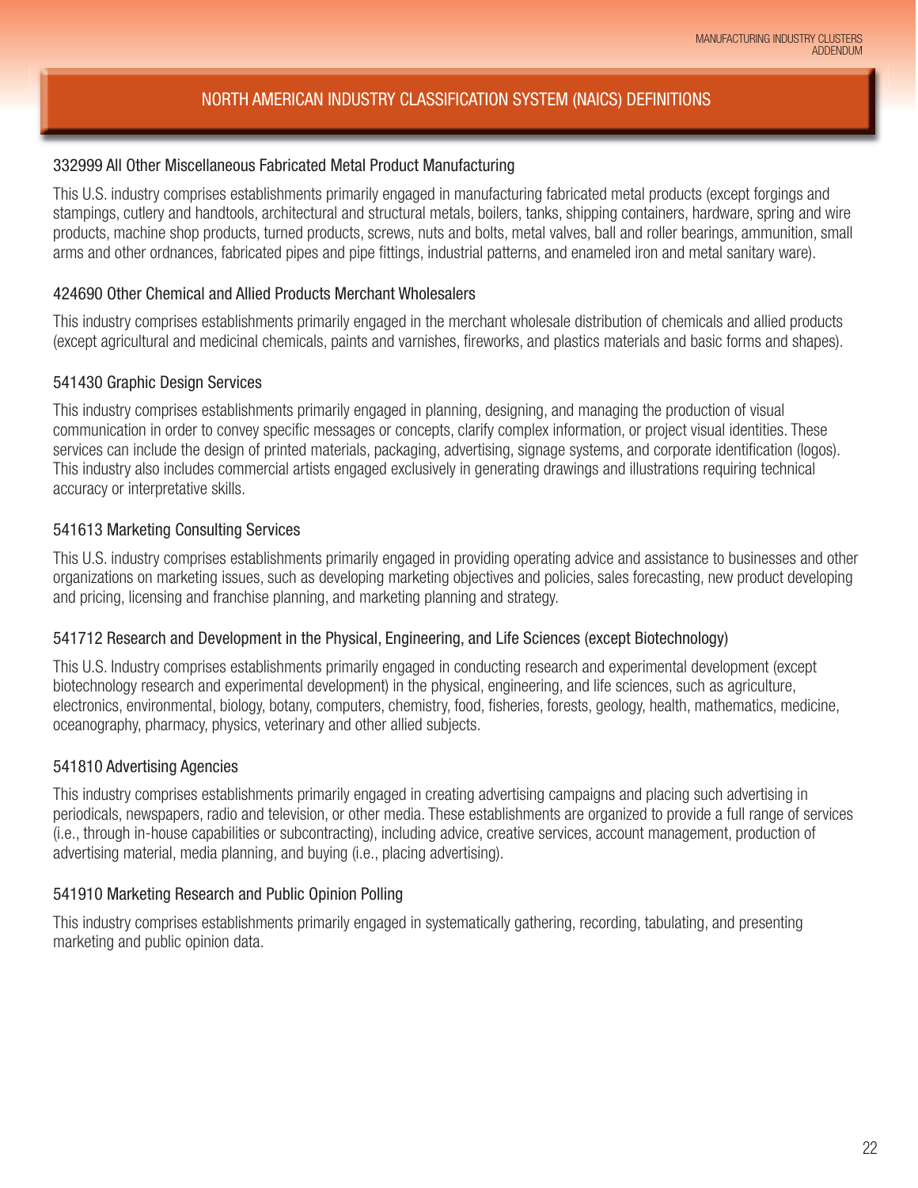## NORTH AMERICAN INDUSTRY CLASSIFICATION SYSTEM (NAICS) DEFINITIONS

### 332999 All Other Miscellaneous Fabricated Metal Product Manufacturing

This U.S. industry comprises establishments primarily engaged in manufacturing fabricated metal products (except forgings and stampings, cutlery and handtools, architectural and structural metals, boilers, tanks, shipping containers, hardware, spring and wire products, machine shop products, turned products, screws, nuts and bolts, metal valves, ball and roller bearings, ammunition, small arms and other ordnances, fabricated pipes and pipe fittings, industrial patterns, and enameled iron and metal sanitary ware).

### 424690 Other Chemical and Allied Products Merchant Wholesalers

This industry comprises establishments primarily engaged in the merchant wholesale distribution of chemicals and allied products (except agricultural and medicinal chemicals, paints and varnishes, fireworks, and plastics materials and basic forms and shapes).

### 541430 Graphic Design Services

This industry comprises establishments primarily engaged in planning, designing, and managing the production of visual communication in order to convey specific messages or concepts, clarify complex information, or project visual identities. These services can include the design of printed materials, packaging, advertising, signage systems, and corporate identification (logos). This industry also includes commercial artists engaged exclusively in generating drawings and illustrations requiring technical accuracy or interpretative skills.

### 541613 Marketing Consulting Services

This U.S. industry comprises establishments primarily engaged in providing operating advice and assistance to businesses and other organizations on marketing issues, such as developing marketing objectives and policies, sales forecasting, new product developing and pricing, licensing and franchise planning, and marketing planning and strategy.

### 541712 Research and Development in the Physical, Engineering, and Life Sciences (except Biotechnology)

This U.S. Industry comprises establishments primarily engaged in conducting research and experimental development (except biotechnology research and experimental development) in the physical, engineering, and life sciences, such as agriculture, electronics, environmental, biology, botany, computers, chemistry, food, fisheries, forests, geology, health, mathematics, medicine, oceanography, pharmacy, physics, veterinary and other allied subjects.

### 541810 Advertising Agencies

This industry comprises establishments primarily engaged in creating advertising campaigns and placing such advertising in periodicals, newspapers, radio and television, or other media. These establishments are organized to provide a full range of services (i.e., through in-house capabilities or subcontracting), including advice, creative services, account management, production of advertising material, media planning, and buying (i.e., placing advertising).

### 541910 Marketing Research and Public Opinion Polling

This industry comprises establishments primarily engaged in systematically gathering, recording, tabulating, and presenting marketing and public opinion data.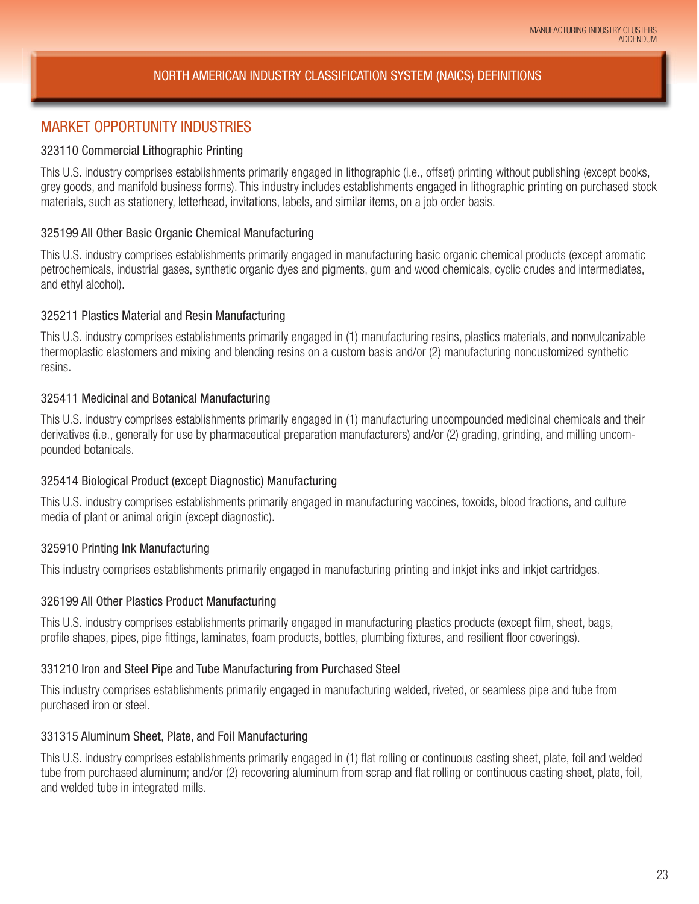# NORTH AMERICAN INDUSTRY CLASSIFICATION SYSTEM (NAICS) DEFINITIONS

## MARKET OPPORTUNITY INDUSTRIES

### 323110 Commercial Lithographic Printing

This U.S. industry comprises establishments primarily engaged in lithographic (i.e., offset) printing without publishing (except books, grey goods, and manifold business forms). This industry includes establishments engaged in lithographic printing on purchased stock materials, such as stationery, letterhead, invitations, labels, and similar items, on a job order basis.

### 325199 All Other Basic Organic Chemical Manufacturing

This U.S. industry comprises establishments primarily engaged in manufacturing basic organic chemical products (except aromatic petrochemicals, industrial gases, synthetic organic dyes and pigments, gum and wood chemicals, cyclic crudes and intermediates, and ethyl alcohol).

### 325211 Plastics Material and Resin Manufacturing

This U.S. industry comprises establishments primarily engaged in (1) manufacturing resins, plastics materials, and nonvulcanizable thermoplastic elastomers and mixing and blending resins on a custom basis and/or (2) manufacturing noncustomized synthetic resins.

### 325411 Medicinal and Botanical Manufacturing

This U.S. industry comprises establishments primarily engaged in (1) manufacturing uncompounded medicinal chemicals and their derivatives (i.e., generally for use by pharmaceutical preparation manufacturers) and/or (2) grading, grinding, and milling uncompounded botanicals.

### 325414 Biological Product (except Diagnostic) Manufacturing

This U.S. industry comprises establishments primarily engaged in manufacturing vaccines, toxoids, blood fractions, and culture media of plant or animal origin (except diagnostic).

### 325910 Printing Ink Manufacturing

This industry comprises establishments primarily engaged in manufacturing printing and inkjet inks and inkjet cartridges.

### 326199 All Other Plastics Product Manufacturing

This U.S. industry comprises establishments primarily engaged in manufacturing plastics products (except film, sheet, bags, profile shapes, pipes, pipe fittings, laminates, foam products, bottles, plumbing fixtures, and resilient floor coverings).

### 331210 Iron and Steel Pipe and Tube Manufacturing from Purchased Steel

This industry comprises establishments primarily engaged in manufacturing welded, riveted, or seamless pipe and tube from purchased iron or steel.

### 331315 Aluminum Sheet, Plate, and Foil Manufacturing

This U.S. industry comprises establishments primarily engaged in (1) flat rolling or continuous casting sheet, plate, foil and welded tube from purchased aluminum; and/or (2) recovering aluminum from scrap and flat rolling or continuous casting sheet, plate, foil, and welded tube in integrated mills.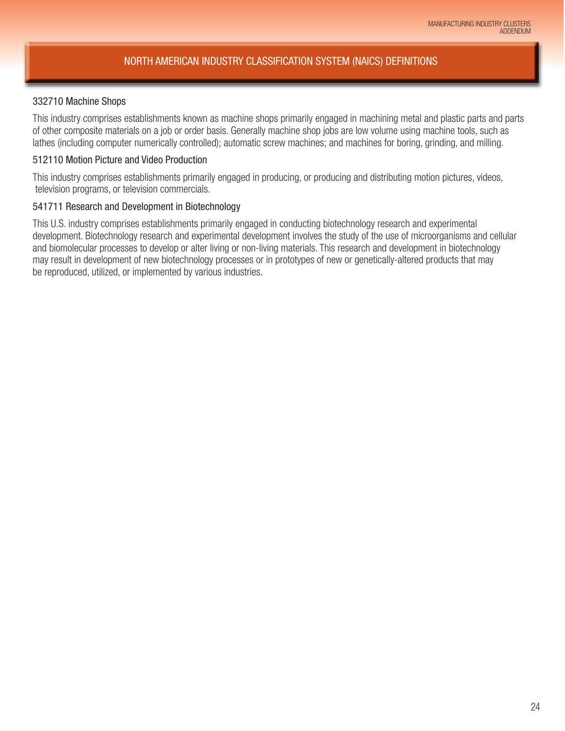## NORTH AMERICAN INDUSTRY CLASSIFICATION SYSTEM (NAICS) DEFINITIONS

### 332710 Machine Shops

This industry comprises establishments known as machine shops primarily engaged in machining metal and plastic parts and parts of other composite materials on a job or order basis. Generally machine shop jobs are low volume using machine tools, such as lathes (including computer numerically controlled); automatic screw machines; and machines for boring, grinding, and milling.

### 512110 Motion Picture and Video Production

This industry comprises establishments primarily engaged in producing, or producing and distributing motion pictures, videos, television programs, or television commercials.

### 541711 Research and Development in Biotechnology

This U.S. industry comprises establishments primarily engaged in conducting biotechnology research and experimental development. Biotechnology research and experimental development involves the study of the use of microorganisms and cellular and biomolecular processes to develop or alter living or non-living materials. This research and development in biotechnology may result in development of new biotechnology processes or in prototypes of new or genetically-altered products that may be reproduced, utilized, or implemented by various industries.